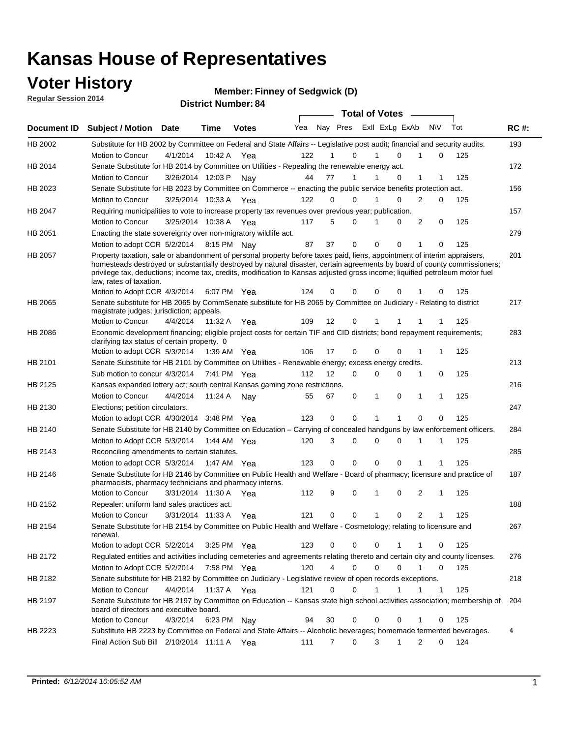# Kansas House of Representatives

## Voter History

**Regular Session 2014**

**Member: Finney of Sedgwick (D)**

**District Number: 84**

| Document ID | Subject / Motion | Date | Time | Votes | Yea | Nay | Pres | ExII | ExLg | ExAb | N\V | Tot | RC #: |
|---|---|---|---|---|---|---|---|---|---|---|---|---|---|
| HB 2002 | Substitute for HB 2002 by Committee on Federal and State Affairs -- Legislative post audit; financial and security audits. | | | | | | | | | | | | 193 |
| | Motion to Concur | 4/1/2014 | 10:42 A | Yea | 122 | 1 | 0 | 1 | 0 | 1 | 0 | 125 | |
| HB 2014 | Senate Substitute for HB 2014 by Committee on Utilities - Repealing the renewable energy act. | | | | | | | | | | | | 172 |
| | Motion to Concur | 3/26/2014 | 12:03 P | Nay | 44 | 77 | 1 | 1 | 0 | 1 | 1 | 125 | |
| HB 2023 | Senate Substitute for HB 2023 by Committee on Commerce -- enacting the public service benefits protection act. | | | | | | | | | | | | 156 |
| | Motion to Concur | 3/25/2014 | 10:33 A | Yea | 122 | 0 | 0 | 1 | 0 | 2 | 0 | 125 | |
| HB 2047 | Requiring municipalities to vote to increase property tax revenues over previous year; publication. | | | | | | | | | | | | 157 |
| | Motion to Concur | 3/25/2014 | 10:38 A | Yea | 117 | 5 | 0 | 1 | 0 | 2 | 0 | 125 | |
| HB 2051 | Enacting the state sovereignty over non-migratory wildlife act. | | | | | | | | | | | | 279 |
| | Motion to adopt CCR | 5/2/2014 | 8:15 PM | Nay | 87 | 37 | 0 | 0 | 0 | 1 | 0 | 125 | |
| HB 2057 | Property taxation, sale or abandonment of personal property before taxes paid, liens, appointment of interim appraisers, homesteads destroyed or substantially destroyed by natural disaster, certain agreements by board of county commissioners; privilege tax, deductions; income tax, credits, modification to Kansas adjusted gross income; liquified petroleum motor fuel law, rates of taxation. | | | | | | | | | | | | 201 |
| | Motion to Adopt CCR | 4/3/2014 | 6:07 PM | Yea | 124 | 0 | 0 | 0 | 0 | 1 | 0 | 125 | |
| HB 2065 | Senate substitute for HB 2065 by CommSenate substitute for HB 2065 by Committee on Judiciary - Relating to district magistrate judges; jurisdiction; appeals. | | | | | | | | | | | | 217 |
| | Motion to Concur | 4/4/2014 | 11:32 A | Yea | 109 | 12 | 0 | 1 | 1 | 1 | 1 | 125 | |
| HB 2086 | Economic development financing; eligible project costs for certain TIF and CID districts; bond repayment requirements; clarifying tax status of certain property. 0 | | | | | | | | | | | | 283 |
| | Motion to adopt CCR | 5/3/2014 | 1:39 AM | Yea | 106 | 17 | 0 | 0 | 0 | 1 | 1 | 125 | |
| HB 2101 | Senate Substitute for HB 2101 by Committee on Utilities - Renewable energy; excess energy credits. | | | | | | | | | | | | 213 |
| | Sub motion to concur | 4/3/2014 | 7:41 PM | Yea | 112 | 12 | 0 | 0 | 0 | 1 | 0 | 125 | |
| HB 2125 | Kansas expanded lottery act; south central Kansas gaming zone restrictions. | | | | | | | | | | | | 216 |
| | Motion to Concur | 4/4/2014 | 11:24 A | Nay | 55 | 67 | 0 | 1 | 0 | 1 | 1 | 125 | |
| HB 2130 | Elections; petition circulators. | | | | | | | | | | | | 247 |
| | Motion to adopt CCR | 4/30/2014 | 3:48 PM | Yea | 123 | 0 | 0 | 1 | 1 | 0 | 0 | 125 | |
| HB 2140 | Senate Substitute for HB 2140 by Committee on Education – Carrying of concealed handguns by law enforcement officers. | | | | | | | | | | | | 284 |
| | Motion to Adopt CCR | 5/3/2014 | 1:44 AM | Yea | 120 | 3 | 0 | 0 | 0 | 1 | 1 | 125 | |
| HB 2143 | Reconciling amendments to certain statutes. | | | | | | | | | | | | 285 |
| | Motion to adopt CCR | 5/3/2014 | 1:47 AM | Yea | 123 | 0 | 0 | 0 | 0 | 1 | 1 | 125 | |
| HB 2146 | Senate Substitute for HB 2146 by Committee on Public Health and Welfare - Board of pharmacy; licensure and practice of pharmacists, pharmacy technicians and pharmacy interns. | | | | | | | | | | | | 187 |
| | Motion to Concur | 3/31/2014 | 11:30 A | Yea | 112 | 9 | 0 | 1 | 0 | 2 | 1 | 125 | |
| HB 2152 | Repealer: uniform land sales practices act. | | | | | | | | | | | | 188 |
| | Motion to Concur | 3/31/2014 | 11:33 A | Yea | 121 | 0 | 0 | 1 | 0 | 2 | 1 | 125 | |
| HB 2154 | Senate Substitute for HB 2154 by Committee on Public Health and Welfare - Cosmetology; relating to licensure and renewal. | | | | | | | | | | | | 267 |
| | Motion to adopt CCR | 5/2/2014 | 3:25 PM | Yea | 123 | 0 | 0 | 0 | 1 | 1 | 0 | 125 | |
| HB 2172 | Regulated entities and activities including cemeteries and agreements relating thereto and certain city and county licenses. | | | | | | | | | | | | 276 |
| | Motion to Adopt CCR | 5/2/2014 | 7:58 PM | Yea | 120 | 4 | 0 | 0 | 0 | 1 | 0 | 125 | |
| HB 2182 | Senate substitute for HB 2182 by Committee on Judiciary - Legislative review of open records exceptions. | | | | | | | | | | | | 218 |
| | Motion to Concur | 4/4/2014 | 11:37 A | Yea | 121 | 0 | 0 | 1 | 1 | 1 | 1 | 125 | |
| HB 2197 | Senate Substitute for HB 2197 by Committee on Education -- Kansas state high school activities association; membership of board of directors and executive board. | | | | | | | | | | | | 204 |
| | Motion to Concur | 4/3/2014 | 6:23 PM | Nay | 94 | 30 | 0 | 0 | 0 | 1 | 0 | 125 | |
| HB 2223 | Substitute HB 2223 by Committee on Federal and State Affairs -- Alcoholic beverages; homemade fermented beverages. | | | | | | | | | | | | 4 |
| | Final Action Sub Bill | 2/10/2014 | 11:11 A | Yea | 111 | 7 | 0 | 3 | 1 | 2 | 0 | 124 | |

**Printed:** *6/12/2014 10:05:52 AM*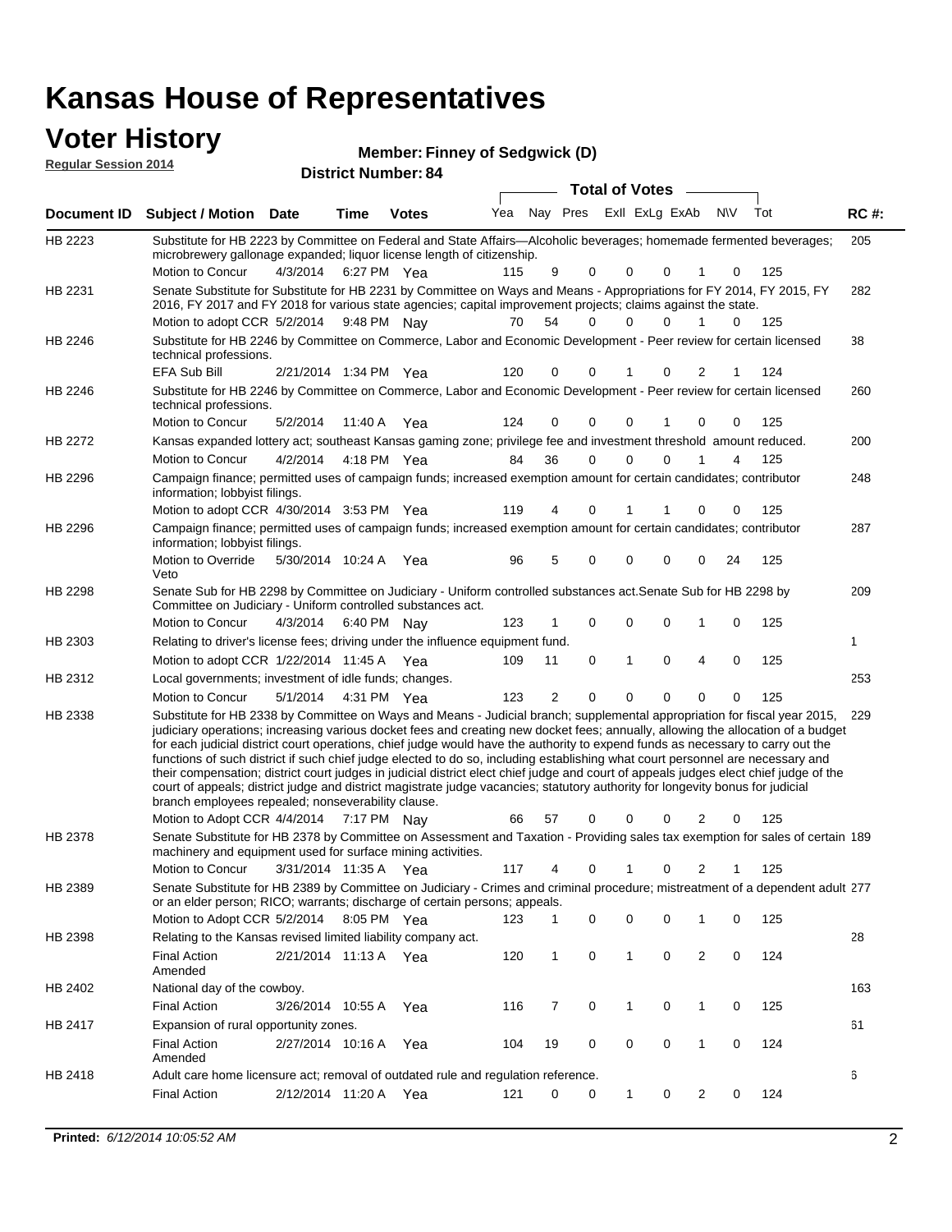# Kansas House of Representatives

## Voter History

**Regular Session 2014**

**Member: Finney of Sedgwick (D)**

**District Number: 84**

| Document ID | Subject / Motion | Date | Time | Votes | Yea | Nay | Pres | ExII | ExLg | ExAb | N\V | Tot | RC #: |
|---|---|---|---|---|---|---|---|---|---|---|---|---|---|
| HB 2223 | Substitute for HB 2223 by Committee on Federal and State Affairs—Alcoholic beverages; homemade fermented beverages; microbrewery gallonage expanded; liquor license length of citizenship. | | | | | | | | | | | | 205 |
| | Motion to Concur | 4/3/2014 | 6:27 PM | Yea | 115 | 9 | 0 | 0 | 0 | 1 | 0 | 125 | |
| HB 2231 | Senate Substitute for Substitute for HB 2231 by Committee on Ways and Means - Appropriations for FY 2014, FY 2015, FY 2016, FY 2017 and FY 2018 for various state agencies; capital improvement projects; claims against the state. | | | | | | | | | | | | 282 |
| | Motion to adopt CCR | 5/2/2014 | 9:48 PM | Nay | 70 | 54 | 0 | 0 | 0 | 1 | 0 | 125 | |
| HB 2246 | Substitute for HB 2246 by Committee on Commerce, Labor and Economic Development - Peer review for certain licensed technical professions. | | | | | | | | | | | | 38 |
| | EFA Sub Bill | 2/21/2014 | 1:34 PM | Yea | 120 | 0 | 0 | 1 | 0 | 2 | 1 | 124 | |
| HB 2246 | Substitute for HB 2246 by Committee on Commerce, Labor and Economic Development - Peer review for certain licensed technical professions. | | | | | | | | | | | | 260 |
| | Motion to Concur | 5/2/2014 | 11:40 A | Yea | 124 | 0 | 0 | 0 | 1 | 0 | 0 | 125 | |
| HB 2272 | Kansas expanded lottery act; southeast Kansas gaming zone; privilege fee and investment threshold amount reduced. | | | | | | | | | | | | 200 |
| | Motion to Concur | 4/2/2014 | 4:18 PM | Yea | 84 | 36 | 0 | 0 | 0 | 1 | 4 | 125 | |
| HB 2296 | Campaign finance; permitted uses of campaign funds; increased exemption amount for certain candidates; contributor information; lobbyist filings. | | | | | | | | | | | | 248 |
| | Motion to adopt CCR | 4/30/2014 | 3:53 PM | Yea | 119 | 4 | 0 | 1 | 1 | 0 | 0 | 125 | |
| HB 2296 | Campaign finance; permitted uses of campaign funds; increased exemption amount for certain candidates; contributor information; lobbyist filings. | | | | | | | | | | | | 287 |
| | Motion to Override Veto | 5/30/2014 | 10:24 A | Yea | 96 | 5 | 0 | 0 | 0 | 0 | 24 | 125 | |
| HB 2298 | Senate Sub for HB 2298 by Committee on Judiciary - Uniform controlled substances act.Senate Sub for HB 2298 by Committee on Judiciary - Uniform controlled substances act. | | | | | | | | | | | | 209 |
| | Motion to Concur | 4/3/2014 | 6:40 PM | Nay | 123 | 1 | 0 | 0 | 0 | 1 | 0 | 125 | |
| HB 2303 | Relating to driver's license fees; driving under the influence equipment fund. | | | | | | | | | | | | 1 |
| | Motion to adopt CCR | 1/22/2014 | 11:45 A | Yea | 109 | 11 | 0 | 1 | 0 | 4 | 0 | 125 | |
| HB 2312 | Local governments; investment of idle funds; changes. | | | | | | | | | | | | 253 |
| | Motion to Concur | 5/1/2014 | 4:31 PM | Yea | 123 | 2 | 0 | 0 | 0 | 0 | 0 | 125 | |
| HB 2338 | Substitute for HB 2338 by Committee on Ways and Means - Judicial branch; supplemental appropriation for fiscal year 2015, judiciary operations; increasing various docket fees and creating new docket fees; annually, allowing the allocation of a budget for each judicial district court operations, chief judge would have the authority to expend funds as necessary to carry out the functions of such district if such chief judge elected to do so, including establishing what court personnel are necessary and their compensation; district court judges in judicial district elect chief judge and court of appeals judges elect chief judge of the court of appeals; district judge and district magistrate judge vacancies; statutory authority for longevity bonus for judicial branch employees repealed; nonseverability clause. | | | | | | | | | | | | 229 |
| | Motion to Adopt CCR | 4/4/2014 | 7:17 PM | Nay | 66 | 57 | 0 | 0 | 0 | 2 | 0 | 125 | |
| HB 2378 | Senate Substitute for HB 2378 by Committee on Assessment and Taxation - Providing sales tax exemption for sales of certain machinery and equipment used for surface mining activities. | | | | | | | | | | | | 189 |
| | Motion to Concur | 3/31/2014 | 11:35 A | Yea | 117 | 4 | 0 | 1 | 0 | 2 | 1 | 125 | |
| HB 2389 | Senate Substitute for HB 2389 by Committee on Judiciary - Crimes and criminal procedure; mistreatment of a dependent adult or an elder person; RICO; warrants; discharge of certain persons; appeals. | | | | | | | | | | | | 277 |
| | Motion to Adopt CCR | 5/2/2014 | 8:05 PM | Yea | 123 | 1 | 0 | 0 | 0 | 1 | 0 | 125 | |
| HB 2398 | Relating to the Kansas revised limited liability company act. | | | | | | | | | | | | 28 |
| | Final Action Amended | 2/21/2014 | 11:13 A | Yea | 120 | 1 | 0 | 1 | 0 | 2 | 0 | 124 | |
| HB 2402 | National day of the cowboy. | | | | | | | | | | | | 163 |
| | Final Action | 3/26/2014 | 10:55 A | Yea | 116 | 7 | 0 | 1 | 0 | 1 | 0 | 125 | |
| HB 2417 | Expansion of rural opportunity zones. | | | | | | | | | | | | 61 |
| | Final Action Amended | 2/27/2014 | 10:16 A | Yea | 104 | 19 | 0 | 0 | 0 | 1 | 0 | 124 | |
| HB 2418 | Adult care home licensure act; removal of outdated rule and regulation reference. | | | | | | | | | | | | 6 |
| | Final Action | 2/12/2014 | 11:20 A | Yea | 121 | 0 | 0 | 1 | 0 | 2 | 0 | 124 | |

**Printed:** *6/12/2014 10:05:52 AM*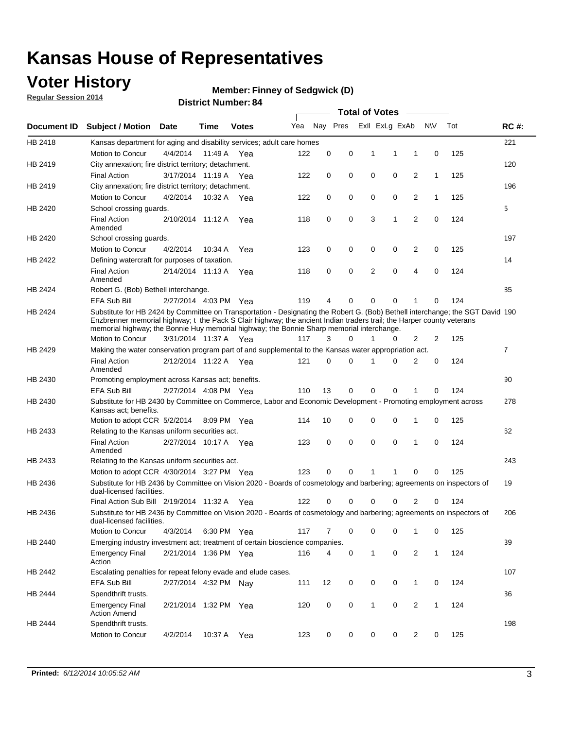# Kansas House of Representatives

## Voter History

**Regular Session 2014**

**Member: Finney of Sedgwick (D)**

**District Number: 84**

| Document ID | Subject / Motion | Date | Time | Votes | Yea | Nay | Pres | ExlI | ExLg | ExAb | N\V | Tot | RC #: |
|---|---|---|---|---|---|---|---|---|---|---|---|---|---|
| HB 2418 | Kansas department for aging and disability services; adult care homes | | | | | | | | | | | | 221 |
| | Motion to Concur | 4/4/2014 | 11:49 A | Yea | 122 | 0 | 0 | 1 | 1 | 1 | 0 | 125 | |
| HB 2419 | City annexation; fire district territory; detachment. | | | | | | | | | | | | 120 |
| | Final Action | 3/17/2014 | 11:19 A | Yea | 122 | 0 | 0 | 0 | 0 | 2 | 1 | 125 | |
| HB 2419 | City annexation; fire district territory; detachment. | | | | | | | | | | | | 196 |
| | Motion to Concur | 4/2/2014 | 10:32 A | Yea | 122 | 0 | 0 | 0 | 0 | 2 | 1 | 125 | |
| HB 2420 | School crossing guards. | | | | | | | | | | | | 5 |
| | Final Action Amended | 2/10/2014 | 11:12 A | Yea | 118 | 0 | 0 | 3 | 1 | 2 | 0 | 124 | |
| HB 2420 | School crossing guards. | | | | | | | | | | | | 197 |
| | Motion to Concur | 4/2/2014 | 10:34 A | Yea | 123 | 0 | 0 | 0 | 0 | 2 | 0 | 125 | |
| HB 2422 | Defining watercraft for purposes of taxation. | | | | | | | | | | | | 14 |
| | Final Action Amended | 2/14/2014 | 11:13 A | Yea | 118 | 0 | 0 | 2 | 0 | 4 | 0 | 124 | |
| HB 2424 | Robert G. (Bob) Bethell interchange. | | | | | | | | | | | | 85 |
| | EFA Sub Bill | 2/27/2014 | 4:03 PM | Yea | 119 | 4 | 0 | 0 | 0 | 1 | 0 | 124 | |
| HB 2424 | Substitute for HB 2424 by Committee on Transportation - Designating the Robert G. (Bob) Bethell interchange; the SGT David Enzbrenner memorial highway; t the Pack S Clair highway; the ancient Indian traders trail; the Harper county veterans memorial highway; the Bonnie Huy memorial highway; the Bonnie Sharp memorial interchange. | | | | | | | | | | | | 190 |
| | Motion to Concur | 3/31/2014 | 11:37 A | Yea | 117 | 3 | 0 | 1 | 0 | 2 | 2 | 125 | |
| HB 2429 | Making the water conservation program part of and supplemental to the Kansas water appropriation act. | | | | | | | | | | | | 7 |
| | Final Action Amended | 2/12/2014 | 11:22 A | Yea | 121 | 0 | 0 | 1 | 0 | 2 | 0 | 124 | |
| HB 2430 | Promoting employment across Kansas act; benefits. | | | | | | | | | | | | 90 |
| | EFA Sub Bill | 2/27/2014 | 4:08 PM | Yea | 110 | 13 | 0 | 0 | 0 | 1 | 0 | 124 | |
| HB 2430 | Substitute for HB 2430 by Committee on Commerce, Labor and Economic Development - Promoting employment across Kansas act; benefits. | | | | | | | | | | | | 278 |
| | Motion to adopt CCR | 5/2/2014 | 8:09 PM | Yea | 114 | 10 | 0 | 0 | 0 | 1 | 0 | 125 | |
| HB 2433 | Relating to the Kansas uniform securities act. | | | | | | | | | | | | 62 |
| | Final Action Amended | 2/27/2014 | 10:17 A | Yea | 123 | 0 | 0 | 0 | 0 | 1 | 0 | 124 | |
| HB 2433 | Relating to the Kansas uniform securities act. | | | | | | | | | | | | 243 |
| | Motion to adopt CCR | 4/30/2014 | 3:27 PM | Yea | 123 | 0 | 0 | 1 | 1 | 0 | 0 | 125 | |
| HB 2436 | Substitute for HB 2436 by Committee on Vision 2020 - Boards of cosmetology and barbering; agreements on inspectors of dual-licensed facilities. | | | | | | | | | | | | 19 |
| | Final Action Sub Bill | 2/19/2014 | 11:32 A | Yea | 122 | 0 | 0 | 0 | 0 | 2 | 0 | 124 | |
| HB 2436 | Substitute for HB 2436 by Committee on Vision 2020 - Boards of cosmetology and barbering; agreements on inspectors of dual-licensed facilities. | | | | | | | | | | | | 206 |
| | Motion to Concur | 4/3/2014 | 6:30 PM | Yea | 117 | 7 | 0 | 0 | 0 | 1 | 0 | 125 | |
| HB 2440 | Emerging industry investment act; treatment of certain bioscience companies. | | | | | | | | | | | | 39 |
| | Emergency Final Action | 2/21/2014 | 1:36 PM | Yea | 116 | 4 | 0 | 1 | 0 | 2 | 1 | 124 | |
| HB 2442 | Escalating penalties for repeat felony evade and elude cases. | | | | | | | | | | | | 107 |
| | EFA Sub Bill | 2/27/2014 | 4:32 PM | Nay | 111 | 12 | 0 | 0 | 0 | 1 | 0 | 124 | |
| HB 2444 | Spendthrift trusts. | | | | | | | | | | | | 36 |
| | Emergency Final Action Amend | 2/21/2014 | 1:32 PM | Yea | 120 | 0 | 0 | 1 | 0 | 2 | 1 | 124 | |
| HB 2444 | Spendthrift trusts. | | | | | | | | | | | | 198 |
| | Motion to Concur | 4/2/2014 | 10:37 A | Yea | 123 | 0 | 0 | 0 | 0 | 2 | 0 | 125 | |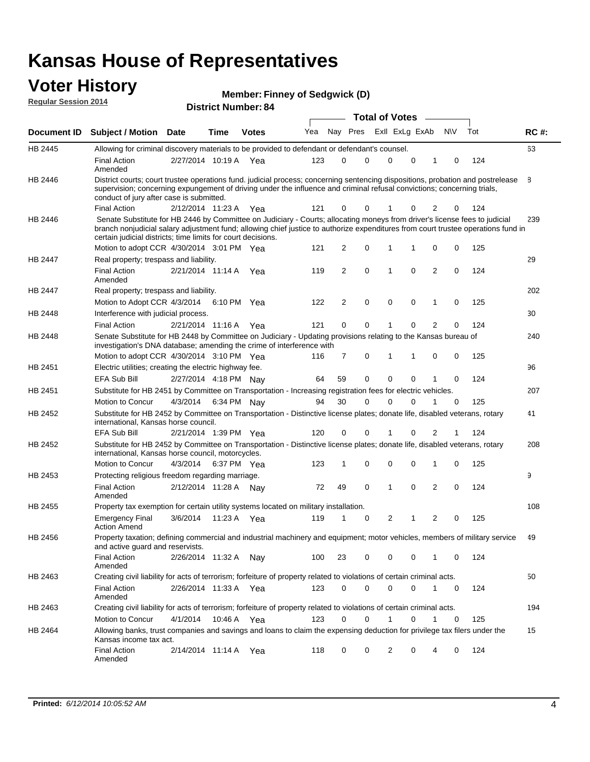# Kansas House of Representatives

## Voter History

**Regular Session 2014**

**Member: Finney of Sedgwick (D)**

**District Number: 84**

| Document ID | Subject / Motion | Date | Time | Votes | Yea | Nay | Pres | ExII | ExLg | ExAb | N\V | Tot | RC #: |
|---|---|---|---|---|---|---|---|---|---|---|---|---|---|
| HB 2445 | Allowing for criminal discovery materials to be provided to defendant or defendant's counsel. | | | | | | | | | | | | 63 |
| | Final Action Amended | 2/27/2014 | 10:19 A | Yea | 123 | 0 | 0 | 0 | 0 | 1 | 0 | 124 | |
| HB 2446 | District courts; court trustee operations fund. judicial process; concerning sentencing dispositions, probation and postrelease supervision; concerning expungement of driving under the influence and criminal refusal convictions; concerning trials, conduct of jury after case is submitted. | | | | | | | | | | | | 8 |
| | Final Action | 2/12/2014 | 11:23 A | Yea | 121 | 0 | 0 | 1 | 0 | 2 | 0 | 124 | |
| HB 2446 | Senate Substitute for HB 2446 by Committee on Judiciary - Courts; allocating moneys from driver's license fees to judicial branch nonjudicial salary adjustment fund; allowing chief justice to authorize expenditures from court trustee operations fund in certain judicial districts; time limits for court decisions. | | | | | | | | | | | | 239 |
| | Motion to adopt CCR | 4/30/2014 | 3:01 PM | Yea | 121 | 2 | 0 | 1 | 1 | 0 | 0 | 125 | |
| HB 2447 | Real property; trespass and liability. | | | | | | | | | | | | 29 |
| | Final Action Amended | 2/21/2014 | 11:14 A | Yea | 119 | 2 | 0 | 1 | 0 | 2 | 0 | 124 | |
| HB 2447 | Real property; trespass and liability. | | | | | | | | | | | | 202 |
| | Motion to Adopt CCR | 4/3/2014 | 6:10 PM | Yea | 122 | 2 | 0 | 0 | 0 | 1 | 0 | 125 | |
| HB 2448 | Interference with judicial process. | | | | | | | | | | | | 30 |
| | Final Action | 2/21/2014 | 11:16 A | Yea | 121 | 0 | 0 | 1 | 0 | 2 | 0 | 124 | |
| HB 2448 | Senate Substitute for HB 2448 by Committee on Judiciary - Updating provisions relating to the Kansas bureau of investigation's DNA database; amending the crime of interference with | | | | | | | | | | | | 240 |
| | Motion to adopt CCR | 4/30/2014 | 3:10 PM | Yea | 116 | 7 | 0 | 1 | 1 | 0 | 0 | 125 | |
| HB 2451 | Electric utilities; creating the electric highway fee. | | | | | | | | | | | | 96 |
| | EFA Sub Bill | 2/27/2014 | 4:18 PM | Nay | 64 | 59 | 0 | 0 | 0 | 1 | 0 | 124 | |
| HB 2451 | Substitute for HB 2451 by Committee on Transportation - Increasing registration fees for electric vehicles. | | | | | | | | | | | | 207 |
| | Motion to Concur | 4/3/2014 | 6:34 PM | Nay | 94 | 30 | 0 | 0 | 0 | 1 | 0 | 125 | |
| HB 2452 | Substitute for HB 2452 by Committee on Transportation - Distinctive license plates; donate life, disabled veterans, rotary international, Kansas horse council. | | | | | | | | | | | | 41 |
| | EFA Sub Bill | 2/21/2014 | 1:39 PM | Yea | 120 | 0 | 0 | 1 | 0 | 2 | 1 | 124 | |
| HB 2452 | Substitute for HB 2452 by Committee on Transportation - Distinctive license plates; donate life, disabled veterans, rotary international, Kansas horse council, motorcycles. | | | | | | | | | | | | 208 |
| | Motion to Concur | 4/3/2014 | 6:37 PM | Yea | 123 | 1 | 0 | 0 | 0 | 1 | 0 | 125 | |
| HB 2453 | Protecting religious freedom regarding marriage. | | | | | | | | | | | | 9 |
| | Final Action Amended | 2/12/2014 | 11:28 A | Nay | 72 | 49 | 0 | 1 | 0 | 2 | 0 | 124 | |
| HB 2455 | Property tax exemption for certain utility systems located on military installation. | | | | | | | | | | | | 108 |
| | Emergency Final Action Amend | 3/6/2014 | 11:23 A | Yea | 119 | 1 | 0 | 2 | 1 | 2 | 0 | 125 | |
| HB 2456 | Property taxation; defining commercial and industrial machinery and equipment; motor vehicles, members of military service and active guard and reservists. | | | | | | | | | | | | 49 |
| | Final Action Amended | 2/26/2014 | 11:32 A | Nay | 100 | 23 | 0 | 0 | 0 | 1 | 0 | 124 | |
| HB 2463 | Creating civil liability for acts of terrorism; forfeiture of property related to violations of certain criminal acts. | | | | | | | | | | | | 50 |
| | Final Action Amended | 2/26/2014 | 11:33 A | Yea | 123 | 0 | 0 | 0 | 0 | 1 | 0 | 124 | |
| HB 2463 | Creating civil liability for acts of terrorism; forfeiture of property related to violations of certain criminal acts. | | | | | | | | | | | | 194 |
| | Motion to Concur | 4/1/2014 | 10:46 A | Yea | 123 | 0 | 0 | 1 | 0 | 1 | 0 | 125 | |
| HB 2464 | Allowing banks, trust companies and savings and loans to claim the expensing deduction for privilege tax filers under the Kansas income tax act. | | | | | | | | | | | | 15 |
| | Final Action Amended | 2/14/2014 | 11:14 A | Yea | 118 | 0 | 0 | 2 | 0 | 4 | 0 | 124 | |

**Printed:** *6/12/2014 10:05:52 AM*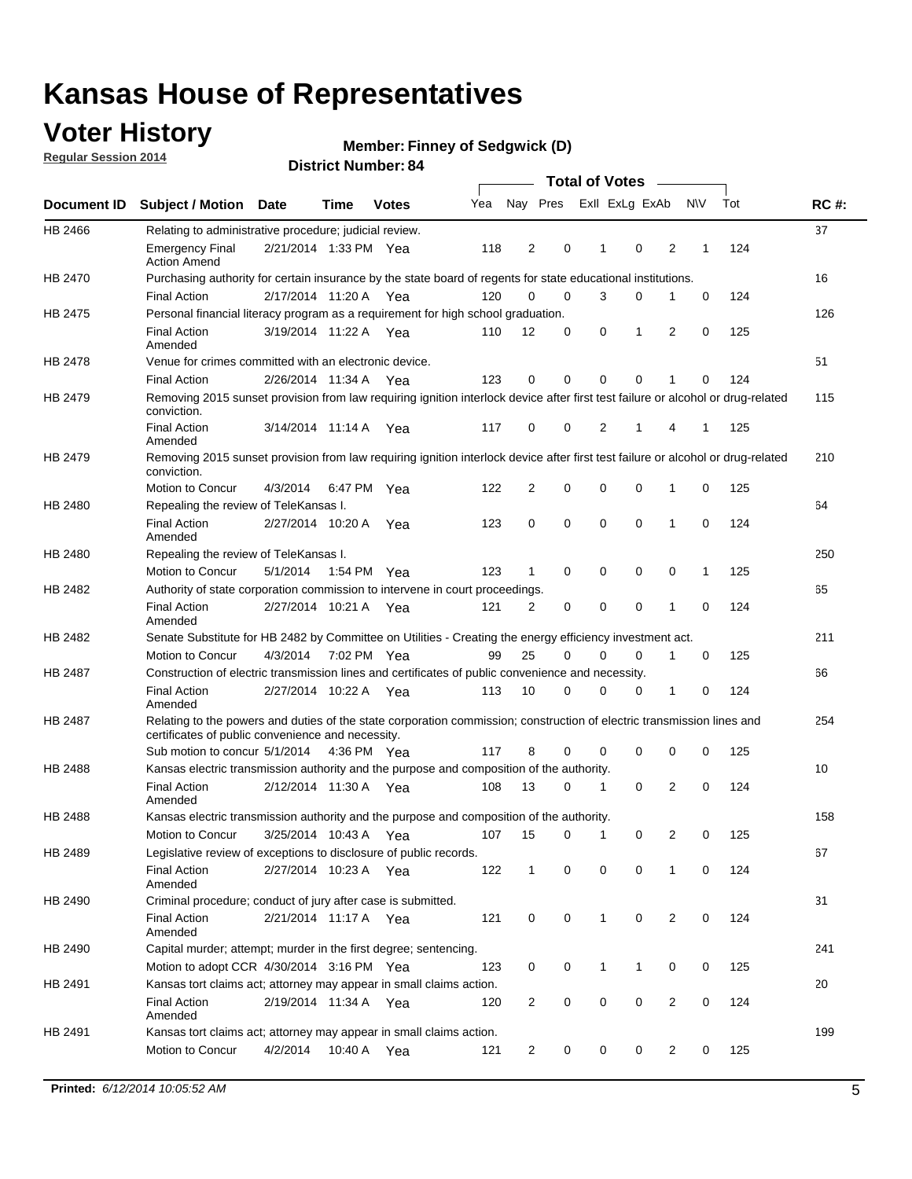# Kansas House of Representatives

## Voter History

**Regular Session 2014**

**Member: Finney of Sedgwick (D)**

**District Number: 84**

| Document ID | Subject / Motion | Date | Time | Votes | Yea | Nay | Pres | ExlI | ExLg | ExAb | N\V | Tot | RC #: |
|---|---|---|---|---|---|---|---|---|---|---|---|---|---|
| HB 2466 | Relating to administrative procedure; judicial review. | | | | | | | | | | | | 37 |
| | Emergency Final Action Amend | 2/21/2014 | 1:33 PM | Yea | 118 | 2 | 0 | 1 | 0 | 2 | 1 | 124 | |
| HB 2470 | Purchasing authority for certain insurance by the state board of regents for state educational institutions. | | | | | | | | | | | | 16 |
| | Final Action | 2/17/2014 | 11:20 A | Yea | 120 | 0 | 0 | 3 | 0 | 1 | 0 | 124 | |
| HB 2475 | Personal financial literacy program as a requirement for high school graduation. | | | | | | | | | | | | 126 |
| | Final Action Amended | 3/19/2014 | 11:22 A | Yea | 110 | 12 | 0 | 0 | 1 | 2 | 0 | 125 | |
| HB 2478 | Venue for crimes committed with an electronic device. | | | | | | | | | | | | 51 |
| | Final Action | 2/26/2014 | 11:34 A | Yea | 123 | 0 | 0 | 0 | 0 | 1 | 0 | 124 | |
| HB 2479 | Removing 2015 sunset provision from law requiring ignition interlock device after first test failure or alcohol or drug-related conviction. | | | | | | | | | | | | 115 |
| | Final Action Amended | 3/14/2014 | 11:14 A | Yea | 117 | 0 | 0 | 2 | 1 | 4 | 1 | 125 | |
| HB 2479 | Removing 2015 sunset provision from law requiring ignition interlock device after first test failure or alcohol or drug-related conviction. | | | | | | | | | | | | 210 |
| | Motion to Concur | 4/3/2014 | 6:47 PM | Yea | 122 | 2 | 0 | 0 | 0 | 1 | 0 | 125 | |
| HB 2480 | Repealing the review of TeleKansas I. | | | | | | | | | | | | 64 |
| | Final Action Amended | 2/27/2014 | 10:20 A | Yea | 123 | 0 | 0 | 0 | 0 | 1 | 0 | 124 | |
| HB 2480 | Repealing the review of TeleKansas I. | | | | | | | | | | | | 250 |
| | Motion to Concur | 5/1/2014 | 1:54 PM | Yea | 123 | 1 | 0 | 0 | 0 | 0 | 1 | 125 | |
| HB 2482 | Authority of state corporation commission to intervene in court proceedings. | | | | | | | | | | | | 65 |
| | Final Action Amended | 2/27/2014 | 10:21 A | Yea | 121 | 2 | 0 | 0 | 0 | 1 | 0 | 124 | |
| HB 2482 | Senate Substitute for HB 2482 by Committee on Utilities - Creating the energy efficiency investment act. | | | | | | | | | | | | 211 |
| | Motion to Concur | 4/3/2014 | 7:02 PM | Yea | 99 | 25 | 0 | 0 | 0 | 1 | 0 | 125 | |
| HB 2487 | Construction of electric transmission lines and certificates of public convenience and necessity. | | | | | | | | | | | | 66 |
| | Final Action Amended | 2/27/2014 | 10:22 A | Yea | 113 | 10 | 0 | 0 | 0 | 1 | 0 | 124 | |
| HB 2487 | Relating to the powers and duties of the state corporation commission; construction of electric transmission lines and certificates of public convenience and necessity. | | | | | | | | | | | | 254 |
| | Sub motion to concur | 5/1/2014 | 4:36 PM | Yea | 117 | 8 | 0 | 0 | 0 | 0 | 0 | 125 | |
| HB 2488 | Kansas electric transmission authority and the purpose and composition of the authority. | | | | | | | | | | | | 10 |
| | Final Action Amended | 2/12/2014 | 11:30 A | Yea | 108 | 13 | 0 | 1 | 0 | 2 | 0 | 124 | |
| HB 2488 | Kansas electric transmission authority and the purpose and composition of the authority. | | | | | | | | | | | | 158 |
| | Motion to Concur | 3/25/2014 | 10:43 A | Yea | 107 | 15 | 0 | 1 | 0 | 2 | 0 | 125 | |
| HB 2489 | Legislative review of exceptions to disclosure of public records. | | | | | | | | | | | | 67 |
| | Final Action Amended | 2/27/2014 | 10:23 A | Yea | 122 | 1 | 0 | 0 | 0 | 1 | 0 | 124 | |
| HB 2490 | Criminal procedure; conduct of jury after case is submitted. | | | | | | | | | | | | 31 |
| | Final Action Amended | 2/21/2014 | 11:17 A | Yea | 121 | 0 | 0 | 1 | 0 | 2 | 0 | 124 | |
| HB 2490 | Capital murder; attempt; murder in the first degree; sentencing. | | | | | | | | | | | | 241 |
| | Motion to adopt CCR | 4/30/2014 | 3:16 PM | Yea | 123 | 0 | 0 | 1 | 1 | 0 | 0 | 125 | |
| HB 2491 | Kansas tort claims act; attorney may appear in small claims action. | | | | | | | | | | | | 20 |
| | Final Action Amended | 2/19/2014 | 11:34 A | Yea | 120 | 2 | 0 | 0 | 0 | 2 | 0 | 124 | |
| HB 2491 | Kansas tort claims act; attorney may appear in small claims action. | | | | | | | | | | | | 199 |
| | Motion to Concur | 4/2/2014 | 10:40 A | Yea | 121 | 2 | 0 | 0 | 0 | 2 | 0 | 125 | |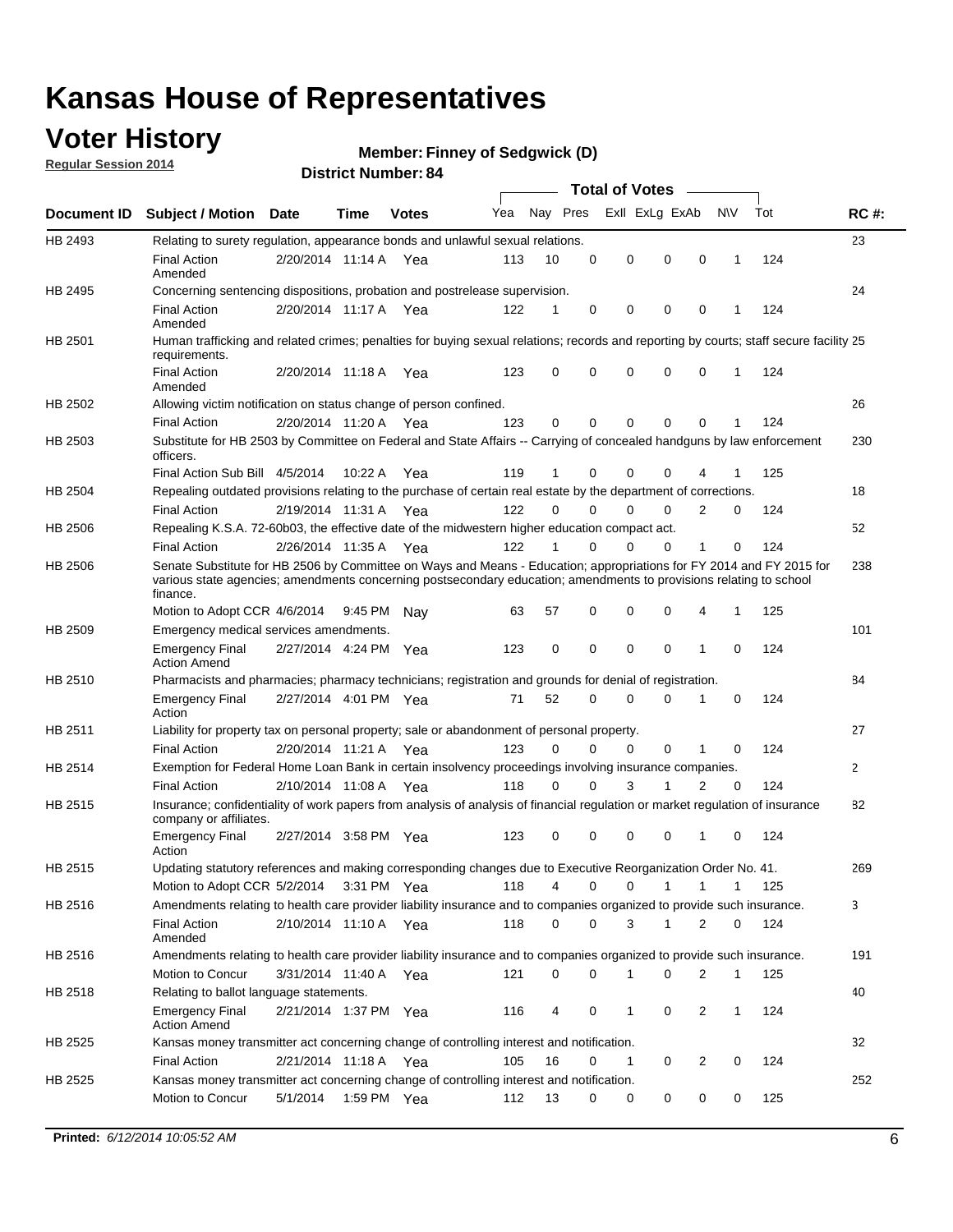# Kansas House of Representatives

## Voter History

**Regular Session 2014**

**Member: Finney of Sedgwick (D)**

**District Number: 84**

| Document ID | Subject / Motion | Date | Time | Votes | Yea | Nay | Pres | ExII | ExLg | ExAb | N\V | Tot | RC #: |
|---|---|---|---|---|---|---|---|---|---|---|---|---|---|
| HB 2493 | Relating to surety regulation, appearance bonds and unlawful sexual relations. | | | | | | | | | | | | 23 |
| | Final Action Amended | 2/20/2014 | 11:14 A | Yea | 113 | 10 | 0 | 0 | 0 | 0 | 1 | 124 | |
| HB 2495 | Concerning sentencing dispositions, probation and postrelease supervision. | | | | | | | | | | | | 24 |
| | Final Action Amended | 2/20/2014 | 11:17 A | Yea | 122 | 1 | 0 | 0 | 0 | 0 | 1 | 124 | |
| HB 2501 | Human trafficking and related crimes; penalties for buying sexual relations; records and reporting by courts; staff secure facility requirements. | | | | | | | | | | | | 25 |
| | Final Action Amended | 2/20/2014 | 11:18 A | Yea | 123 | 0 | 0 | 0 | 0 | 0 | 1 | 124 | |
| HB 2502 | Allowing victim notification on status change of person confined. | | | | | | | | | | | | 26 |
| | Final Action | 2/20/2014 | 11:20 A | Yea | 123 | 0 | 0 | 0 | 0 | 0 | 1 | 124 | |
| HB 2503 | Substitute for HB 2503 by Committee on Federal and State Affairs -- Carrying of concealed handguns by law enforcement officers. | | | | | | | | | | | | 230 |
| | Final Action Sub Bill | 4/5/2014 | 10:22 A | Yea | 119 | 1 | 0 | 0 | 0 | 4 | 1 | 125 | |
| HB 2504 | Repealing outdated provisions relating to the purchase of certain real estate by the department of corrections. | | | | | | | | | | | | 18 |
| | Final Action | 2/19/2014 | 11:31 A | Yea | 122 | 0 | 0 | 0 | 0 | 2 | 0 | 124 | |
| HB 2506 | Repealing K.S.A. 72-60b03, the effective date of the midwestern higher education compact act. | | | | | | | | | | | | 52 |
| | Final Action | 2/26/2014 | 11:35 A | Yea | 122 | 1 | 0 | 0 | 0 | 1 | 0 | 124 | |
| HB 2506 | Senate Substitute for HB 2506 by Committee on Ways and Means - Education; appropriations for FY 2014 and FY 2015 for various state agencies; amendments concerning postsecondary education; amendments to provisions relating to school finance. | | | | | | | | | | | | 238 |
| | Motion to Adopt CCR | 4/6/2014 | 9:45 PM | Nay | 63 | 57 | 0 | 0 | 0 | 4 | 1 | 125 | |
| HB 2509 | Emergency medical services amendments. | | | | | | | | | | | | 101 |
| | Emergency Final Action Amend | 2/27/2014 | 4:24 PM | Yea | 123 | 0 | 0 | 0 | 0 | 1 | 0 | 124 | |
| HB 2510 | Pharmacists and pharmacies; pharmacy technicians; registration and grounds for denial of registration. | | | | | | | | | | | | 84 |
| | Emergency Final Action | 2/27/2014 | 4:01 PM | Yea | 71 | 52 | 0 | 0 | 0 | 1 | 0 | 124 | |
| HB 2511 | Liability for property tax on personal property; sale or abandonment of personal property. | | | | | | | | | | | | 27 |
| | Final Action | 2/20/2014 | 11:21 A | Yea | 123 | 0 | 0 | 0 | 0 | 1 | 0 | 124 | |
| HB 2514 | Exemption for Federal Home Loan Bank in certain insolvency proceedings involving insurance companies. | | | | | | | | | | | | 2 |
| | Final Action | 2/10/2014 | 11:08 A | Yea | 118 | 0 | 0 | 3 | 1 | 2 | 0 | 124 | |
| HB 2515 | Insurance; confidentiality of work papers from analysis of analysis of financial regulation or market regulation of insurance company or affiliates. | | | | | | | | | | | | 82 |
| | Emergency Final Action | 2/27/2014 | 3:58 PM | Yea | 123 | 0 | 0 | 0 | 0 | 1 | 0 | 124 | |
| HB 2515 | Updating statutory references and making corresponding changes due to Executive Reorganization Order No. 41. | | | | | | | | | | | | 269 |
| | Motion to Adopt CCR | 5/2/2014 | 3:31 PM | Yea | 118 | 4 | 0 | 0 | 1 | 1 | 1 | 125 | |
| HB 2516 | Amendments relating to health care provider liability insurance and to companies organized to provide such insurance. | | | | | | | | | | | | 3 |
| | Final Action Amended | 2/10/2014 | 11:10 A | Yea | 118 | 0 | 0 | 3 | 1 | 2 | 0 | 124 | |
| HB 2516 | Amendments relating to health care provider liability insurance and to companies organized to provide such insurance. | | | | | | | | | | | | 191 |
| | Motion to Concur | 3/31/2014 | 11:40 A | Yea | 121 | 0 | 0 | 1 | 0 | 2 | 1 | 125 | |
| HB 2518 | Relating to ballot language statements. | | | | | | | | | | | | 40 |
| | Emergency Final Action Amend | 2/21/2014 | 1:37 PM | Yea | 116 | 4 | 0 | 1 | 0 | 2 | 1 | 124 | |
| HB 2525 | Kansas money transmitter act concerning change of controlling interest and notification. | | | | | | | | | | | | 32 |
| | Final Action | 2/21/2014 | 11:18 A | Yea | 105 | 16 | 0 | 1 | 0 | 2 | 0 | 124 | |
| HB 2525 | Kansas money transmitter act concerning change of controlling interest and notification. | | | | | | | | | | | | 252 |
| | Motion to Concur | 5/1/2014 | 1:59 PM | Yea | 112 | 13 | 0 | 0 | 0 | 0 | 0 | 125 | |

**Printed:** *6/12/2014 10:05:52 AM*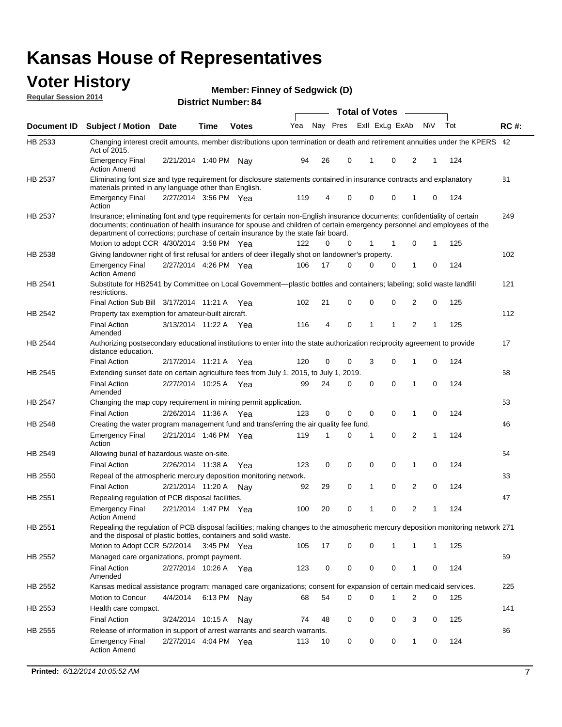# Kansas House of Representatives

## Voter History

**Regular Session 2014**

**Member: Finney of Sedgwick (D)**

**District Number: 84**

| Document ID | Subject / Motion | Date | Time | Votes | Yea | Nay | Pres | ExII | ExLg | ExAb | N\V | Tot | RC #: |
|---|---|---|---|---|---|---|---|---|---|---|---|---|---|
| HB 2533 | Changing interest credit amounts, member distributions upon termination or death and retirement annuities under the KPERS Act of 2015. | | | | | | | | | | | | 42 |
| | Emergency Final Action Amend | 2/21/2014 | 1:40 PM | Nay | 94 | 26 | 0 | 1 | 0 | 2 | 1 | 124 | |
| HB 2537 | Eliminating font size and type requirement for disclosure statements contained in insurance contracts and explanatory materials printed in any language other than English. | | | | | | | | | | | | 81 |
| | Emergency Final Action | 2/27/2014 | 3:56 PM | Yea | 119 | 4 | 0 | 0 | 0 | 1 | 0 | 124 | |
| HB 2537 | Insurance; eliminating font and type requirements for certain non-English insurance documents; confidentiality of certain documents; continuation of health insurance for spouse and children of certain emergency personnel and employees of the department of corrections; purchase of certain insurance by the state fair board. | | | | | | | | | | | | 249 |
| | Motion to adopt CCR | 4/30/2014 | 3:58 PM | Yea | 122 | 0 | 0 | 1 | 1 | 0 | 1 | 125 | |
| HB 2538 | Giving landowner right of first refusal for antlers of deer illegally shot on landowner's property. | | | | | | | | | | | | 102 |
| | Emergency Final Action Amend | 2/27/2014 | 4:26 PM | Yea | 106 | 17 | 0 | 0 | 0 | 1 | 0 | 124 | |
| HB 2541 | Substitute for HB2541 by Committee on Local Government—plastic bottles and containers; labeling; solid waste landfill restrictions. | | | | | | | | | | | | 121 |
| | Final Action Sub Bill | 3/17/2014 | 11:21 A | Yea | 102 | 21 | 0 | 0 | 0 | 2 | 0 | 125 | |
| HB 2542 | Property tax exemption for amateur-built aircraft. | | | | | | | | | | | | 112 |
| | Final Action Amended | 3/13/2014 | 11:22 A | Yea | 116 | 4 | 0 | 1 | 1 | 2 | 1 | 125 | |
| HB 2544 | Authorizing postsecondary educational institutions to enter into the state authorization reciprocity agreement to provide distance education. | | | | | | | | | | | | 17 |
| | Final Action | 2/17/2014 | 11:21 A | Yea | 120 | 0 | 0 | 3 | 0 | 1 | 0 | 124 | |
| HB 2545 | Extending sunset date on certain agriculture fees from July 1, 2015, to July 1, 2019. | | | | | | | | | | | | 68 |
| | Final Action Amended | 2/27/2014 | 10:25 A | Yea | 99 | 24 | 0 | 0 | 0 | 1 | 0 | 124 | |
| HB 2547 | Changing the map copy requirement in mining permit application. | | | | | | | | | | | | 53 |
| | Final Action | 2/26/2014 | 11:36 A | Yea | 123 | 0 | 0 | 0 | 0 | 1 | 0 | 124 | |
| HB 2548 | Creating the water program management fund and transferring the air quality fee fund. | | | | | | | | | | | | 46 |
| | Emergency Final Action | 2/21/2014 | 1:46 PM | Yea | 119 | 1 | 0 | 1 | 0 | 2 | 1 | 124 | |
| HB 2549 | Allowing burial of hazardous waste on-site. | | | | | | | | | | | | 54 |
| | Final Action | 2/26/2014 | 11:38 A | Yea | 123 | 0 | 0 | 0 | 0 | 1 | 0 | 124 | |
| HB 2550 | Repeal of the atmospheric mercury deposition monitoring network. | | | | | | | | | | | | 33 |
| | Final Action | 2/21/2014 | 11:20 A | Nay | 92 | 29 | 0 | 1 | 0 | 2 | 0 | 124 | |
| HB 2551 | Repealing regulation of PCB disposal facilities. | | | | | | | | | | | | 47 |
| | Emergency Final Action Amend | 2/21/2014 | 1:47 PM | Yea | 100 | 20 | 0 | 1 | 0 | 2 | 1 | 124 | |
| HB 2551 | Repealing the regulation of PCB disposal facilities; making changes to the atmospheric mercury deposition monitoring network and the disposal of plastic bottles, containers and solid waste. | | | | | | | | | | | | 271 |
| | Motion to Adopt CCR | 5/2/2014 | 3:45 PM | Yea | 105 | 17 | 0 | 0 | 1 | 1 | 1 | 125 | |
| HB 2552 | Managed care organizations, prompt payment. | | | | | | | | | | | | 69 |
| | Final Action Amended | 2/27/2014 | 10:26 A | Yea | 123 | 0 | 0 | 0 | 0 | 1 | 0 | 124 | |
| HB 2552 | Kansas medical assistance program; managed care organizations; consent for expansion of certain medicaid services. | | | | | | | | | | | | 225 |
| | Motion to Concur | 4/4/2014 | 6:13 PM | Nay | 68 | 54 | 0 | 0 | 1 | 2 | 0 | 125 | |
| HB 2553 | Health care compact. | | | | | | | | | | | | 141 |
| | Final Action | 3/24/2014 | 10:15 A | Nay | 74 | 48 | 0 | 0 | 0 | 3 | 0 | 125 | |
| HB 2555 | Release of information in support of arrest warrants and search warrants. | | | | | | | | | | | | 86 |
| | Emergency Final Action Amend | 2/27/2014 | 4:04 PM | Yea | 113 | 10 | 0 | 0 | 0 | 1 | 0 | 124 | |

**Printed:** *6/12/2014 10:05:52 AM*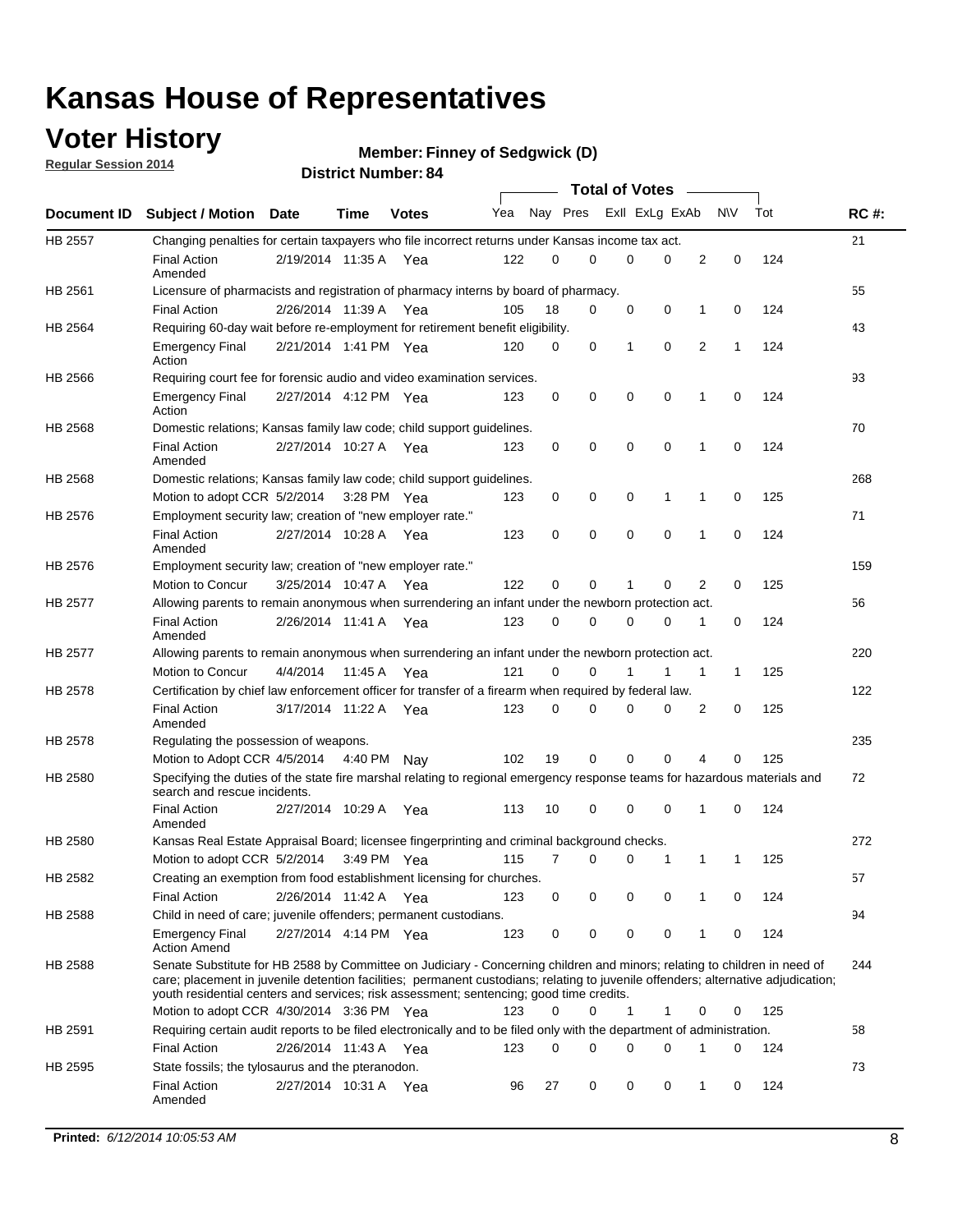# Kansas House of Representatives

## Voter History

**Regular Session 2014**

**Member: Finney of Sedgwick (D)**

**District Number: 84**

| Document ID | Subject / Motion | Date | Time | Votes | Yea | Nay | Pres | ExII | ExLg | ExAb | N\V | Tot | RC #: |
|---|---|---|---|---|---|---|---|---|---|---|---|---|---|
| HB 2557 | Changing penalties for certain taxpayers who file incorrect returns under Kansas income tax act. | | | | | | | | | | | | 21 |
| | Final Action Amended | 2/19/2014 | 11:35 A | Yea | 122 | 0 | 0 | 0 | 0 | 2 | 0 | 124 | |
| HB 2561 | Licensure of pharmacists and registration of pharmacy interns by board of pharmacy. | | | | | | | | | | | | 55 |
| | Final Action | 2/26/2014 | 11:39 A | Yea | 105 | 18 | 0 | 0 | 0 | 1 | 0 | 124 | |
| HB 2564 | Requiring 60-day wait before re-employment for retirement benefit eligibility. | | | | | | | | | | | | 43 |
| | Emergency Final Action | 2/21/2014 | 1:41 PM | Yea | 120 | 0 | 0 | 1 | 0 | 2 | 1 | 124 | |
| HB 2566 | Requiring court fee for forensic audio and video examination services. | | | | | | | | | | | | 93 |
| | Emergency Final Action | 2/27/2014 | 4:12 PM | Yea | 123 | 0 | 0 | 0 | 0 | 1 | 0 | 124 | |
| HB 2568 | Domestic relations; Kansas family law code; child support guidelines. | | | | | | | | | | | | 70 |
| | Final Action Amended | 2/27/2014 | 10:27 A | Yea | 123 | 0 | 0 | 0 | 0 | 1 | 0 | 124 | |
| HB 2568 | Domestic relations; Kansas family law code; child support guidelines. | | | | | | | | | | | | 268 |
| | Motion to adopt CCR | 5/2/2014 | 3:28 PM | Yea | 123 | 0 | 0 | 0 | 1 | 1 | 0 | 125 | |
| HB 2576 | Employment security law; creation of "new employer rate." | | | | | | | | | | | | 71 |
| | Final Action Amended | 2/27/2014 | 10:28 A | Yea | 123 | 0 | 0 | 0 | 0 | 1 | 0 | 124 | |
| HB 2576 | Employment security law; creation of "new employer rate." | | | | | | | | | | | | 159 |
| | Motion to Concur | 3/25/2014 | 10:47 A | Yea | 122 | 0 | 0 | 1 | 0 | 2 | 0 | 125 | |
| HB 2577 | Allowing parents to remain anonymous when surrendering an infant under the newborn protection act. | | | | | | | | | | | | 56 |
| | Final Action Amended | 2/26/2014 | 11:41 A | Yea | 123 | 0 | 0 | 0 | 0 | 1 | 0 | 124 | |
| HB 2577 | Allowing parents to remain anonymous when surrendering an infant under the newborn protection act. | | | | | | | | | | | | 220 |
| | Motion to Concur | 4/4/2014 | 11:45 A | Yea | 121 | 0 | 0 | 1 | 1 | 1 | 1 | 125 | |
| HB 2578 | Certification by chief law enforcement officer for transfer of a firearm when required by federal law. | | | | | | | | | | | | 122 |
| | Final Action Amended | 3/17/2014 | 11:22 A | Yea | 123 | 0 | 0 | 0 | 0 | 2 | 0 | 125 | |
| HB 2578 | Regulating the possession of weapons. | | | | | | | | | | | | 235 |
| | Motion to Adopt CCR | 4/5/2014 | 4:40 PM | Nay | 102 | 19 | 0 | 0 | 0 | 4 | 0 | 125 | |
| HB 2580 | Specifying the duties of the state fire marshal relating to regional emergency response teams for hazardous materials and search and rescue incidents. | | | | | | | | | | | | 72 |
| | Final Action Amended | 2/27/2014 | 10:29 A | Yea | 113 | 10 | 0 | 0 | 0 | 1 | 0 | 124 | |
| HB 2580 | Kansas Real Estate Appraisal Board; licensee fingerprinting and criminal background checks. | | | | | | | | | | | | 272 |
| | Motion to adopt CCR | 5/2/2014 | 3:49 PM | Yea | 115 | 7 | 0 | 0 | 1 | 1 | 1 | 125 | |
| HB 2582 | Creating an exemption from food establishment licensing for churches. | | | | | | | | | | | | 57 |
| | Final Action | 2/26/2014 | 11:42 A | Yea | 123 | 0 | 0 | 0 | 0 | 1 | 0 | 124 | |
| HB 2588 | Child in need of care; juvenile offenders; permanent custodians. | | | | | | | | | | | | 94 |
| | Emergency Final Action Amend | 2/27/2014 | 4:14 PM | Yea | 123 | 0 | 0 | 0 | 0 | 1 | 0 | 124 | |
| HB 2588 | Senate Substitute for HB 2588 by Committee on Judiciary - Concerning children and minors; relating to children in need of care; placement in juvenile detention facilities; permanent custodians; relating to juvenile offenders; alternative adjudication; youth residential centers and services; risk assessment; sentencing; good time credits. | | | | | | | | | | | | 244 |
| | Motion to adopt CCR | 4/30/2014 | 3:36 PM | Yea | 123 | 0 | 0 | 1 | 1 | 0 | 0 | 125 | |
| HB 2591 | Requiring certain audit reports to be filed electronically and to be filed only with the department of administration. | | | | | | | | | | | | 58 |
| | Final Action | 2/26/2014 | 11:43 A | Yea | 123 | 0 | 0 | 0 | 0 | 1 | 0 | 124 | |
| HB 2595 | State fossils; the tylosaurus and the pteranodon. | | | | | | | | | | | | 73 |
| | Final Action Amended | 2/27/2014 | 10:31 A | Yea | 96 | 27 | 0 | 0 | 0 | 1 | 0 | 124 | |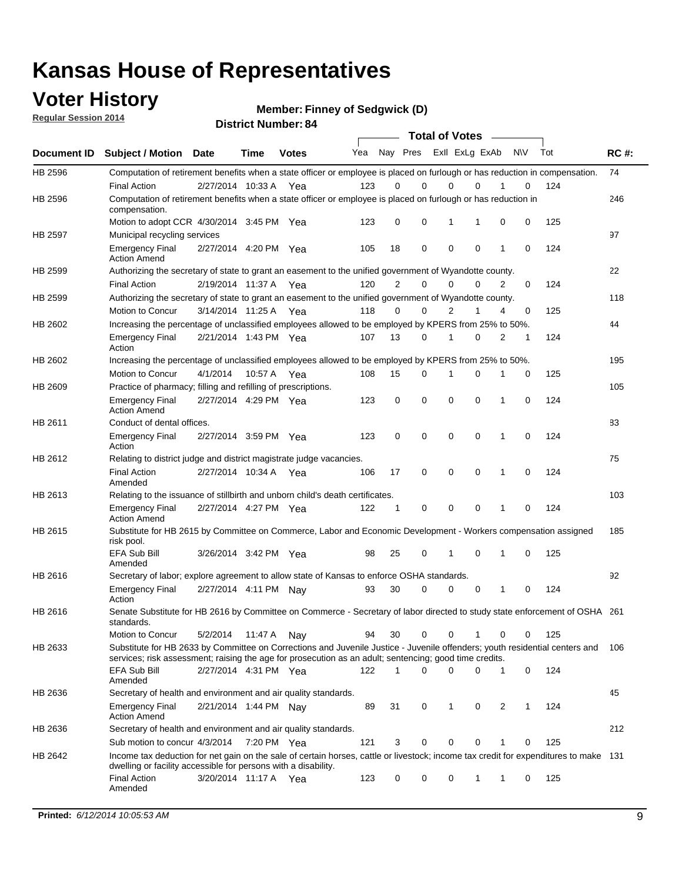# Kansas House of Representatives

## Voter History

**Regular Session 2014**

**Member: Finney of Sedgwick (D)**

**District Number: 84**

| Document ID | Subject / Motion | Date | Time | Votes | Yea | Nay | Pres | ExII | ExLg | ExAb | N\V | Tot | RC #: |
|---|---|---|---|---|---|---|---|---|---|---|---|---|---|
| HB 2596 | Computation of retirement benefits when a state officer or employee is placed on furlough or has reduction in compensation. | | | | | | | | | | | | 74 |
| | Final Action | 2/27/2014 | 10:33 A | Yea | 123 | 0 | 0 | 0 | 0 | 1 | 0 | 124 | |
| HB 2596 | Computation of retirement benefits when a state officer or employee is placed on furlough or has reduction in compensation. | | | | | | | | | | | | 246 |
| | Motion to adopt CCR | 4/30/2014 | 3:45 PM | Yea | 123 | 0 | 0 | 1 | 1 | 0 | 0 | 125 | |
| HB 2597 | Municipal recycling services | | | | | | | | | | | | 97 |
| | Emergency Final Action Amend | 2/27/2014 | 4:20 PM | Yea | 105 | 18 | 0 | 0 | 0 | 1 | 0 | 124 | |
| HB 2599 | Authorizing the secretary of state to grant an easement to the unified government of Wyandotte county. | | | | | | | | | | | | 22 |
| | Final Action | 2/19/2014 | 11:37 A | Yea | 120 | 2 | 0 | 0 | 0 | 2 | 0 | 124 | |
| HB 2599 | Authorizing the secretary of state to grant an easement to the unified government of Wyandotte county. | | | | | | | | | | | | 118 |
| | Motion to Concur | 3/14/2014 | 11:25 A | Yea | 118 | 0 | 0 | 2 | 1 | 4 | 0 | 125 | |
| HB 2602 | Increasing the percentage of unclassified employees allowed to be employed by KPERS from 25% to 50%. | | | | | | | | | | | | 44 |
| | Emergency Final Action | 2/21/2014 | 1:43 PM | Yea | 107 | 13 | 0 | 1 | 0 | 2 | 1 | 124 | |
| HB 2602 | Increasing the percentage of unclassified employees allowed to be employed by KPERS from 25% to 50%. | | | | | | | | | | | | 195 |
| | Motion to Concur | 4/1/2014 | 10:57 A | Yea | 108 | 15 | 0 | 1 | 0 | 1 | 0 | 125 | |
| HB 2609 | Practice of pharmacy; filling and refilling of prescriptions. | | | | | | | | | | | | 105 |
| | Emergency Final Action Amend | 2/27/2014 | 4:29 PM | Yea | 123 | 0 | 0 | 0 | 0 | 1 | 0 | 124 | |
| HB 2611 | Conduct of dental offices. | | | | | | | | | | | | 83 |
| | Emergency Final Action | 2/27/2014 | 3:59 PM | Yea | 123 | 0 | 0 | 0 | 0 | 1 | 0 | 124 | |
| HB 2612 | Relating to district judge and district magistrate judge vacancies. | | | | | | | | | | | | 75 |
| | Final Action Amended | 2/27/2014 | 10:34 A | Yea | 106 | 17 | 0 | 0 | 0 | 1 | 0 | 124 | |
| HB 2613 | Relating to the issuance of stillbirth and unborn child's death certificates. | | | | | | | | | | | | 103 |
| | Emergency Final Action Amend | 2/27/2014 | 4:27 PM | Yea | 122 | 1 | 0 | 0 | 0 | 1 | 0 | 124 | |
| HB 2615 | Substitute for HB 2615 by Committee on Commerce, Labor and Economic Development - Workers compensation assigned risk pool. | | | | | | | | | | | | 185 |
| | EFA Sub Bill Amended | 3/26/2014 | 3:42 PM | Yea | 98 | 25 | 0 | 1 | 0 | 1 | 0 | 125 | |
| HB 2616 | Secretary of labor; explore agreement to allow state of Kansas to enforce OSHA standards. | | | | | | | | | | | | 92 |
| | Emergency Final Action | 2/27/2014 | 4:11 PM | Nay | 93 | 30 | 0 | 0 | 0 | 1 | 0 | 124 | |
| HB 2616 | Senate Substitute for HB 2616 by Committee on Commerce - Secretary of labor directed to study state enforcement of OSHA standards. | | | | | | | | | | | | 261 |
| | Motion to Concur | 5/2/2014 | 11:47 A | Nay | 94 | 30 | 0 | 0 | 1 | 0 | 0 | 125 | |
| HB 2633 | Substitute for HB 2633 by Committee on Corrections and Juvenile Justice - Juvenile offenders; youth residential centers and services; risk assessment; raising the age for prosecution as an adult; sentencing; good time credits. | | | | | | | | | | | | 106 |
| | EFA Sub Bill Amended | 2/27/2014 | 4:31 PM | Yea | 122 | 1 | 0 | 0 | 0 | 1 | 0 | 124 | |
| HB 2636 | Secretary of health and environment and air quality standards. | | | | | | | | | | | | 45 |
| | Emergency Final Action Amend | 2/21/2014 | 1:44 PM | Nay | 89 | 31 | 0 | 1 | 0 | 2 | 1 | 124 | |
| HB 2636 | Secretary of health and environment and air quality standards. | | | | | | | | | | | | 212 |
| | Sub motion to concur | 4/3/2014 | 7:20 PM | Yea | 121 | 3 | 0 | 0 | 0 | 1 | 0 | 125 | |
| HB 2642 | Income tax deduction for net gain on the sale of certain horses, cattle or livestock; income tax credit for expenditures to make dwelling or facility accessible for persons with a disability. | | | | | | | | | | | | 131 |
| | Final Action Amended | 3/20/2014 | 11:17 A | Yea | 123 | 0 | 0 | 0 | 1 | 1 | 0 | 125 | |

**Printed:** *6/12/2014 10:05:53 AM*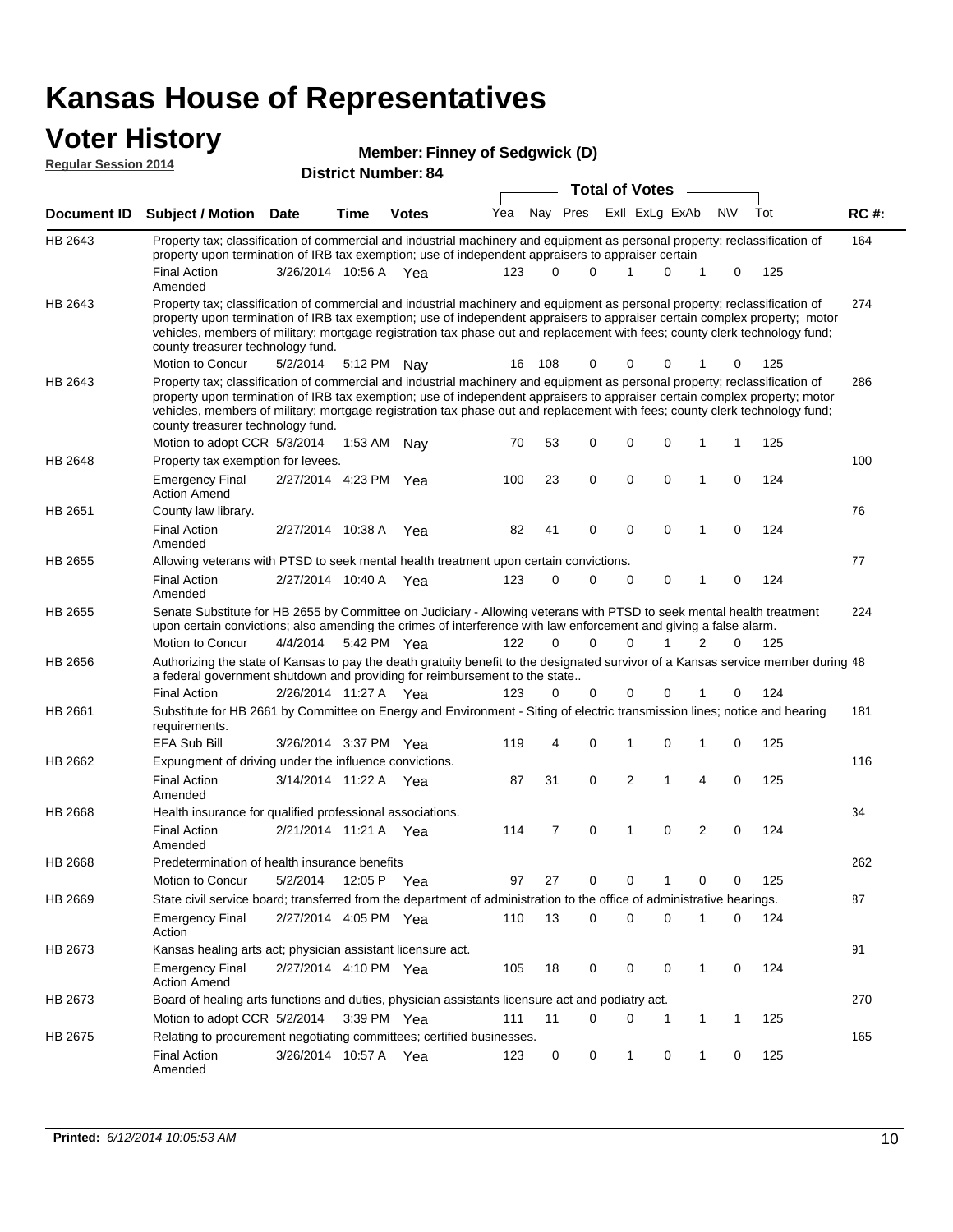# Kansas House of Representatives

## Voter History

**Regular Session 2014**

**Member: Finney of Sedgwick (D)**

**District Number: 84**

| Document ID | Subject / Motion | Date | Time | Votes | Yea | Nay | Pres | ExII | ExLg | ExAb | N\V | Tot | RC #: |
|---|---|---|---|---|---|---|---|---|---|---|---|---|---|
| HB 2643 | Property tax; classification of commercial and industrial machinery and equipment as personal property; reclassification of property upon termination of IRB tax exemption; use of independent appraisers to appraiser certain | | | | | | | | | | | | 164 |
| | Final Action Amended | 3/26/2014 | 10:56 A | Yea | 123 | 0 | 0 | 1 | 0 | 1 | 0 | 125 | |
| HB 2643 | Property tax; classification of commercial and industrial machinery and equipment as personal property; reclassification of property upon termination of IRB tax exemption; use of independent appraisers to appraiser certain complex property; motor vehicles, members of military; mortgage registration tax phase out and replacement with fees; county clerk technology fund; county treasurer technology fund. | | | | | | | | | | | | 274 |
| | Motion to Concur | 5/2/2014 | 5:12 PM | Nay | 16 | 108 | 0 | 0 | 0 | 1 | 0 | 125 | |
| HB 2643 | Property tax; classification of commercial and industrial machinery and equipment as personal property; reclassification of property upon termination of IRB tax exemption; use of independent appraisers to appraiser certain complex property; motor vehicles, members of military; mortgage registration tax phase out and replacement with fees; county clerk technology fund; county treasurer technology fund. | | | | | | | | | | | | 286 |
| | Motion to adopt CCR | 5/3/2014 | 1:53 AM | Nay | 70 | 53 | 0 | 0 | 0 | 1 | 1 | 125 | |
| HB 2648 | Property tax exemption for levees. | | | | | | | | | | | | 100 |
| | Emergency Final Action Amend | 2/27/2014 | 4:23 PM | Yea | 100 | 23 | 0 | 0 | 0 | 1 | 0 | 124 | |
| HB 2651 | County law library. | | | | | | | | | | | | 76 |
| | Final Action Amended | 2/27/2014 | 10:38 A | Yea | 82 | 41 | 0 | 0 | 0 | 1 | 0 | 124 | |
| HB 2655 | Allowing veterans with PTSD to seek mental health treatment upon certain convictions. | | | | | | | | | | | | 77 |
| | Final Action Amended | 2/27/2014 | 10:40 A | Yea | 123 | 0 | 0 | 0 | 0 | 1 | 0 | 124 | |
| HB 2655 | Senate Substitute for HB 2655 by Committee on Judiciary - Allowing veterans with PTSD to seek mental health treatment upon certain convictions; also amending the crimes of interference with law enforcement and giving a false alarm. | | | | | | | | | | | | 224 |
| | Motion to Concur | 4/4/2014 | 5:42 PM | Yea | 122 | 0 | 0 | 0 | 1 | 2 | 0 | 125 | |
| HB 2656 | Authorizing the state of Kansas to pay the death gratuity benefit to the designated survivor of a Kansas service member during a federal government shutdown and providing for reimbursement to the state.. | | | | | | | | | | | | 48 |
| | Final Action | 2/26/2014 | 11:27 A | Yea | 123 | 0 | 0 | 0 | 0 | 1 | 0 | 124 | |
| HB 2661 | Substitute for HB 2661 by Committee on Energy and Environment - Siting of electric transmission lines; notice and hearing requirements. | | | | | | | | | | | | 181 |
| | EFA Sub Bill | 3/26/2014 | 3:37 PM | Yea | 119 | 4 | 0 | 1 | 0 | 1 | 0 | 125 | |
| HB 2662 | Expungment of driving under the influence convictions. | | | | | | | | | | | | 116 |
| | Final Action Amended | 3/14/2014 | 11:22 A | Yea | 87 | 31 | 0 | 2 | 1 | 4 | 0 | 125 | |
| HB 2668 | Health insurance for qualified professional associations. | | | | | | | | | | | | 34 |
| | Final Action Amended | 2/21/2014 | 11:21 A | Yea | 114 | 7 | 0 | 1 | 0 | 2 | 0 | 124 | |
| HB 2668 | Predetermination of health insurance benefits | | | | | | | | | | | | 262 |
| | Motion to Concur | 5/2/2014 | 12:05 P | Yea | 97 | 27 | 0 | 0 | 1 | 0 | 0 | 125 | |
| HB 2669 | State civil service board; transferred from the department of administration to the office of administrative hearings. | | | | | | | | | | | | 87 |
| | Emergency Final Action | 2/27/2014 | 4:05 PM | Yea | 110 | 13 | 0 | 0 | 0 | 1 | 0 | 124 | |
| HB 2673 | Kansas healing arts act; physician assistant licensure act. | | | | | | | | | | | | 91 |
| | Emergency Final Action Amend | 2/27/2014 | 4:10 PM | Yea | 105 | 18 | 0 | 0 | 0 | 1 | 0 | 124 | |
| HB 2673 | Board of healing arts functions and duties, physician assistants licensure act and podiatry act. | | | | | | | | | | | | 270 |
| | Motion to adopt CCR | 5/2/2014 | 3:39 PM | Yea | 111 | 11 | 0 | 0 | 1 | 1 | 1 | 125 | |
| HB 2675 | Relating to procurement negotiating committees; certified businesses. | | | | | | | | | | | | 165 |
| | Final Action Amended | 3/26/2014 | 10:57 A | Yea | 123 | 0 | 0 | 1 | 0 | 1 | 0 | 125 | |

**Printed:** *6/12/2014 10:05:53 AM*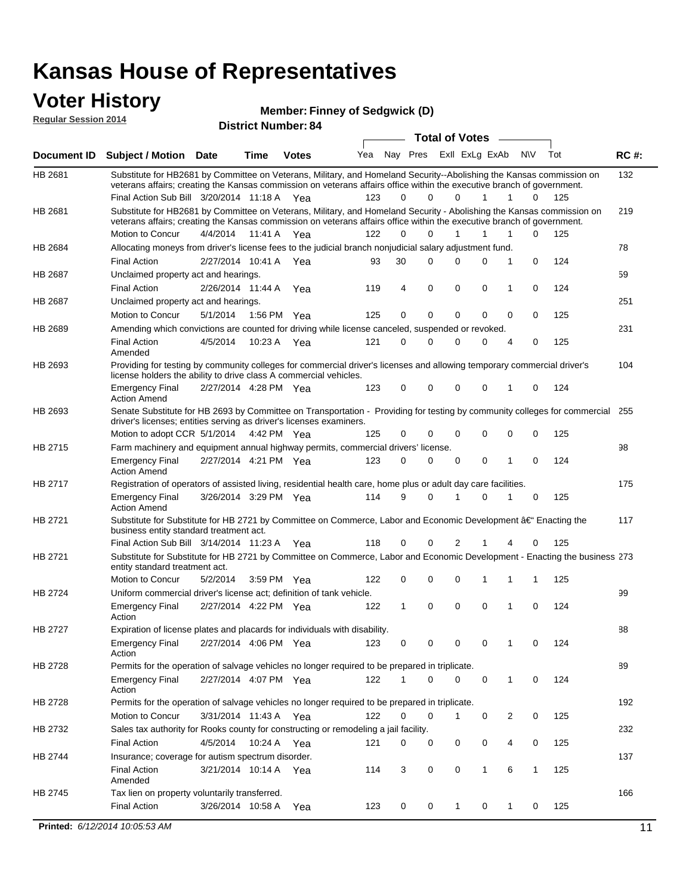# Kansas House of Representatives

## Voter History

**Regular Session 2014**

**Member: Finney of Sedgwick (D)**

**District Number: 84**

| Document ID | Subject / Motion | Date | Time | Votes | Yea | Nay | Pres | ExII | ExLg | ExAb | N\V | Tot | RC #: |
|---|---|---|---|---|---|---|---|---|---|---|---|---|---|
| HB 2681 | Substitute for HB2681 by Committee on Veterans, Military, and Homeland Security--Abolishing the Kansas commission on veterans affairs; creating the Kansas commission on veterans affairs office within the executive branch of government. | | | | | | | | | | | | 132 |
| | Final Action Sub Bill | 3/20/2014 | 11:18 A | Yea | 123 | 0 | 0 | 0 | 1 | 1 | 0 | 125 | |
| HB 2681 | Substitute for HB2681 by Committee on Veterans, Military, and Homeland Security - Abolishing the Kansas commission on veterans affairs; creating the Kansas commission on veterans affairs office within the executive branch of government. | | | | | | | | | | | | 219 |
| | Motion to Concur | 4/4/2014 | 11:41 A | Yea | 122 | 0 | 0 | 1 | 1 | 1 | 0 | 125 | |
| HB 2684 | Allocating moneys from driver's license fees to the judicial branch nonjudicial salary adjustment fund. | | | | | | | | | | | | 78 |
| | Final Action | 2/27/2014 | 10:41 A | Yea | 93 | 30 | 0 | 0 | 0 | 1 | 0 | 124 | |
| HB 2687 | Unclaimed property act and hearings. | | | | | | | | | | | | 59 |
| | Final Action | 2/26/2014 | 11:44 A | Yea | 119 | 4 | 0 | 0 | 0 | 1 | 0 | 124 | |
| HB 2687 | Unclaimed property act and hearings. | | | | | | | | | | | | 251 |
| | Motion to Concur | 5/1/2014 | 1:56 PM | Yea | 125 | 0 | 0 | 0 | 0 | 0 | 0 | 125 | |
| HB 2689 | Amending which convictions are counted for driving while license canceled, suspended or revoked. | | | | | | | | | | | | 231 |
| | Final Action Amended | 4/5/2014 | 10:23 A | Yea | 121 | 0 | 0 | 0 | 0 | 4 | 0 | 125 | |
| HB 2693 | Providing for testing by community colleges for commercial driver's licenses and allowing temporary commercial driver's license holders the ability to drive class A commercial vehicles. | | | | | | | | | | | | 104 |
| | Emergency Final Action Amend | 2/27/2014 | 4:28 PM | Yea | 123 | 0 | 0 | 0 | 0 | 1 | 0 | 124 | |
| HB 2693 | Senate Substitute for HB 2693 by Committee on Transportation - Providing for testing by community colleges for commercial driver's licenses; entities serving as driver's licenses examiners. | | | | | | | | | | | | 255 |
| | Motion to adopt CCR | 5/1/2014 | 4:42 PM | Yea | 125 | 0 | 0 | 0 | 0 | 0 | 0 | 125 | |
| HB 2715 | Farm machinery and equipment annual highway permits, commercial drivers' license. | | | | | | | | | | | | 98 |
| | Emergency Final Action Amend | 2/27/2014 | 4:21 PM | Yea | 123 | 0 | 0 | 0 | 0 | 1 | 0 | 124 | |
| HB 2717 | Registration of operators of assisted living, residential health care, home plus or adult day care facilities. | | | | | | | | | | | | 175 |
| | Emergency Final Action Amend | 3/26/2014 | 3:29 PM | Yea | 114 | 9 | 0 | 1 | 0 | 1 | 0 | 125 | |
| HB 2721 | Substitute for Substitute for HB 2721 by Committee on Commerce, Labor and Economic Development â€" Enacting the business entity standard treatment act. | | | | | | | | | | | | 117 |
| | Final Action Sub Bill | 3/14/2014 | 11:23 A | Yea | 118 | 0 | 0 | 2 | 1 | 4 | 0 | 125 | |
| HB 2721 | Substitute for Substitute for HB 2721 by Committee on Commerce, Labor and Economic Development - Enacting the business entity standard treatment act. | | | | | | | | | | | | 273 |
| | Motion to Concur | 5/2/2014 | 3:59 PM | Yea | 122 | 0 | 0 | 0 | 1 | 1 | 1 | 125 | |
| HB 2724 | Uniform commercial driver's license act; definition of tank vehicle. | | | | | | | | | | | | 99 |
| | Emergency Final Action | 2/27/2014 | 4:22 PM | Yea | 122 | 1 | 0 | 0 | 0 | 1 | 0 | 124 | |
| HB 2727 | Expiration of license plates and placards for individuals with disability. | | | | | | | | | | | | 88 |
| | Emergency Final Action | 2/27/2014 | 4:06 PM | Yea | 123 | 0 | 0 | 0 | 0 | 1 | 0 | 124 | |
| HB 2728 | Permits for the operation of salvage vehicles no longer required to be prepared in triplicate. | | | | | | | | | | | | 89 |
| | Emergency Final Action | 2/27/2014 | 4:07 PM | Yea | 122 | 1 | 0 | 0 | 0 | 1 | 0 | 124 | |
| HB 2728 | Permits for the operation of salvage vehicles no longer required to be prepared in triplicate. | | | | | | | | | | | | 192 |
| | Motion to Concur | 3/31/2014 | 11:43 A | Yea | 122 | 0 | 0 | 1 | 0 | 2 | 0 | 125 | |
| HB 2732 | Sales tax authority for Rooks county for constructing or remodeling a jail facility. | | | | | | | | | | | | 232 |
| | Final Action | 4/5/2014 | 10:24 A | Yea | 121 | 0 | 0 | 0 | 0 | 4 | 0 | 125 | |
| HB 2744 | Insurance; coverage for autism spectrum disorder. | | | | | | | | | | | | 137 |
| | Final Action Amended | 3/21/2014 | 10:14 A | Yea | 114 | 3 | 0 | 0 | 1 | 6 | 1 | 125 | |
| HB 2745 | Tax lien on property voluntarily transferred. | | | | | | | | | | | | 166 |
| | Final Action | 3/26/2014 | 10:58 A | Yea | 123 | 0 | 0 | 1 | 0 | 1 | 0 | 125 | |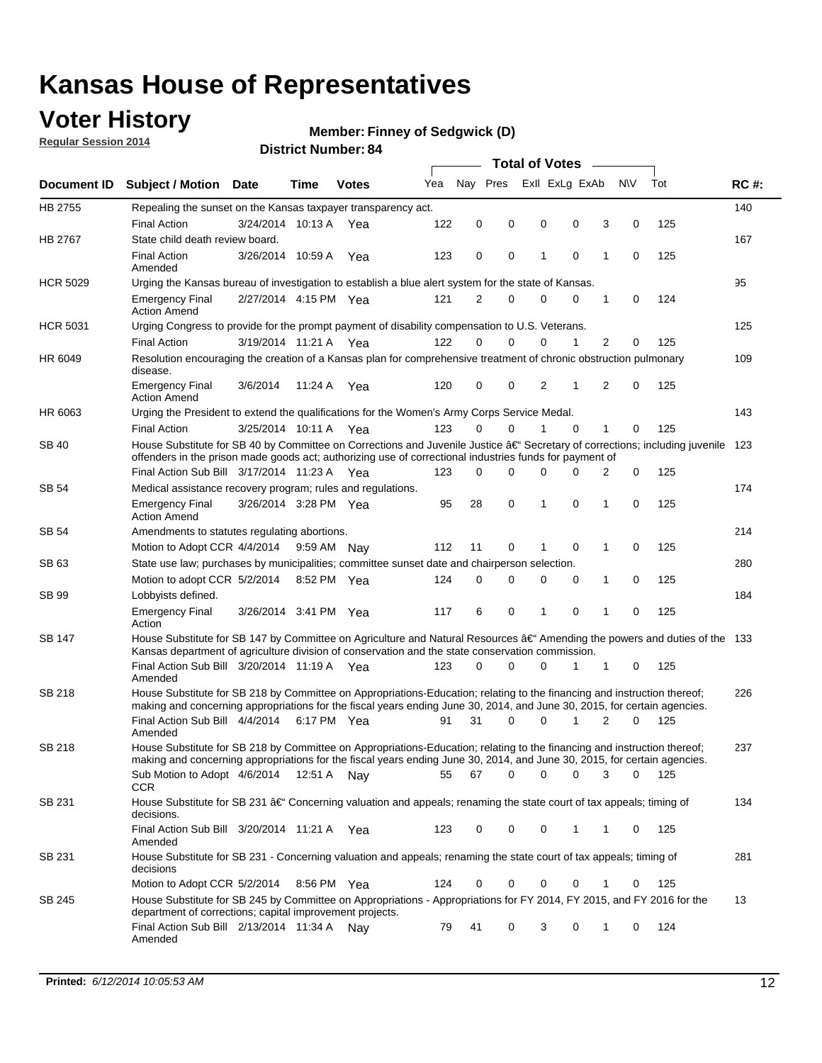# Kansas House of Representatives

## Voter History

**Regular Session 2014**

**Member: Finney of Sedgwick (D)**

**District Number: 84**

| Document ID | Subject / Motion | Date | Time | Votes | Yea | Nay | Pres | ExII | ExLg | ExAb | N\V | Tot | RC #: |
|---|---|---|---|---|---|---|---|---|---|---|---|---|---|
| HB 2755 | Repealing the sunset on the Kansas taxpayer transparency act. | | | | | | | | | | | | 140 |
| | Final Action | 3/24/2014 | 10:13 A | Yea | 122 | 0 | 0 | 0 | 0 | 3 | 0 | 125 | |
| HB 2767 | State child death review board. | | | | | | | | | | | | 167 |
| | Final Action Amended | 3/26/2014 | 10:59 A | Yea | 123 | 0 | 0 | 1 | 0 | 1 | 0 | 125 | |
| HCR 5029 | Urging the Kansas bureau of investigation to establish a blue alert system for the state of Kansas. | | | | | | | | | | | | 95 |
| | Emergency Final Action Amend | 2/27/2014 | 4:15 PM | Yea | 121 | 2 | 0 | 0 | 0 | 1 | 0 | 124 | |
| HCR 5031 | Urging Congress to provide for the prompt payment of disability compensation to U.S. Veterans. | | | | | | | | | | | | 125 |
| | Final Action | 3/19/2014 | 11:21 A | Yea | 122 | 0 | 0 | 0 | 1 | 2 | 0 | 125 | |
| HR 6049 | Resolution encouraging the creation of a Kansas plan for comprehensive treatment of chronic obstruction pulmonary disease. | | | | | | | | | | | | 109 |
| | Emergency Final Action Amend | 3/6/2014 | 11:24 A | Yea | 120 | 0 | 0 | 2 | 1 | 2 | 0 | 125 | |
| HR 6063 | Urging the President to extend the qualifications for the Women's Army Corps Service Medal. | | | | | | | | | | | | 143 |
| | Final Action | 3/25/2014 | 10:11 A | Yea | 123 | 0 | 0 | 1 | 0 | 1 | 0 | 125 | |
| SB 40 | House Substitute for SB 40 by Committee on Corrections and Juvenile Justice â€" Secretary of corrections; including juvenile offenders in the prison made goods act; authorizing use of correctional industries funds for payment of | | | | | | | | | | | | 123 |
| | Final Action Sub Bill | 3/17/2014 | 11:23 A | Yea | 123 | 0 | 0 | 0 | 0 | 2 | 0 | 125 | |
| SB 54 | Medical assistance recovery program; rules and regulations. | | | | | | | | | | | | 174 |
| | Emergency Final Action Amend | 3/26/2014 | 3:28 PM | Yea | 95 | 28 | 0 | 1 | 0 | 1 | 0 | 125 | |
| SB 54 | Amendments to statutes regulating abortions. | | | | | | | | | | | | 214 |
| | Motion to Adopt CCR | 4/4/2014 | 9:59 AM | Nay | 112 | 11 | 0 | 1 | 0 | 1 | 0 | 125 | |
| SB 63 | State use law; purchases by municipalities; committee sunset date and chairperson selection. | | | | | | | | | | | | 280 |
| | Motion to adopt CCR | 5/2/2014 | 8:52 PM | Yea | 124 | 0 | 0 | 0 | 0 | 1 | 0 | 125 | |
| SB 99 | Lobbyists defined. | | | | | | | | | | | | 184 |
| | Emergency Final Action | 3/26/2014 | 3:41 PM | Yea | 117 | 6 | 0 | 1 | 0 | 1 | 0 | 125 | |
| SB 147 | House Substitute for SB 147 by Committee on Agriculture and Natural Resources â€" Amending the powers and duties of the Kansas department of agriculture division of conservation and the state conservation commission. | | | | | | | | | | | | 133 |
| | Final Action Sub Bill Amended | 3/20/2014 | 11:19 A | Yea | 123 | 0 | 0 | 0 | 1 | 1 | 0 | 125 | |
| SB 218 | House Substitute for SB 218 by Committee on Appropriations-Education; relating to the financing and instruction thereof; making and concerning appropriations for the fiscal years ending June 30, 2014, and June 30, 2015, for certain agencies. | | | | | | | | | | | | 226 |
| | Final Action Sub Bill Amended | 4/4/2014 | 6:17 PM | Yea | 91 | 31 | 0 | 0 | 1 | 2 | 0 | 125 | |
| SB 218 | House Substitute for SB 218 by Committee on Appropriations-Education; relating to the financing and instruction thereof; making and concerning appropriations for the fiscal years ending June 30, 2014, and June 30, 2015, for certain agencies. | | | | | | | | | | | | 237 |
| | Sub Motion to Adopt CCR | 4/6/2014 | 12:51 A | Nay | 55 | 67 | 0 | 0 | 0 | 3 | 0 | 125 | |
| SB 231 | House Substitute for SB 231 â€" Concerning valuation and appeals; renaming the state court of tax appeals; timing of decisions. | | | | | | | | | | | | 134 |
| | Final Action Sub Bill Amended | 3/20/2014 | 11:21 A | Yea | 123 | 0 | 0 | 0 | 1 | 1 | 0 | 125 | |
| SB 231 | House Substitute for SB 231 - Concerning valuation and appeals; renaming the state court of tax appeals; timing of decisions | | | | | | | | | | | | 281 |
| | Motion to Adopt CCR | 5/2/2014 | 8:56 PM | Yea | 124 | 0 | 0 | 0 | 0 | 1 | 0 | 125 | |
| SB 245 | House Substitute for SB 245 by Committee on Appropriations - Appropriations for FY 2014, FY 2015, and FY 2016 for the department of corrections; capital improvement projects. | | | | | | | | | | | | 13 |
| | Final Action Sub Bill Amended | 2/13/2014 | 11:34 A | Nay | 79 | 41 | 0 | 3 | 0 | 1 | 0 | 124 | |

**Printed:** *6/12/2014 10:05:53 AM*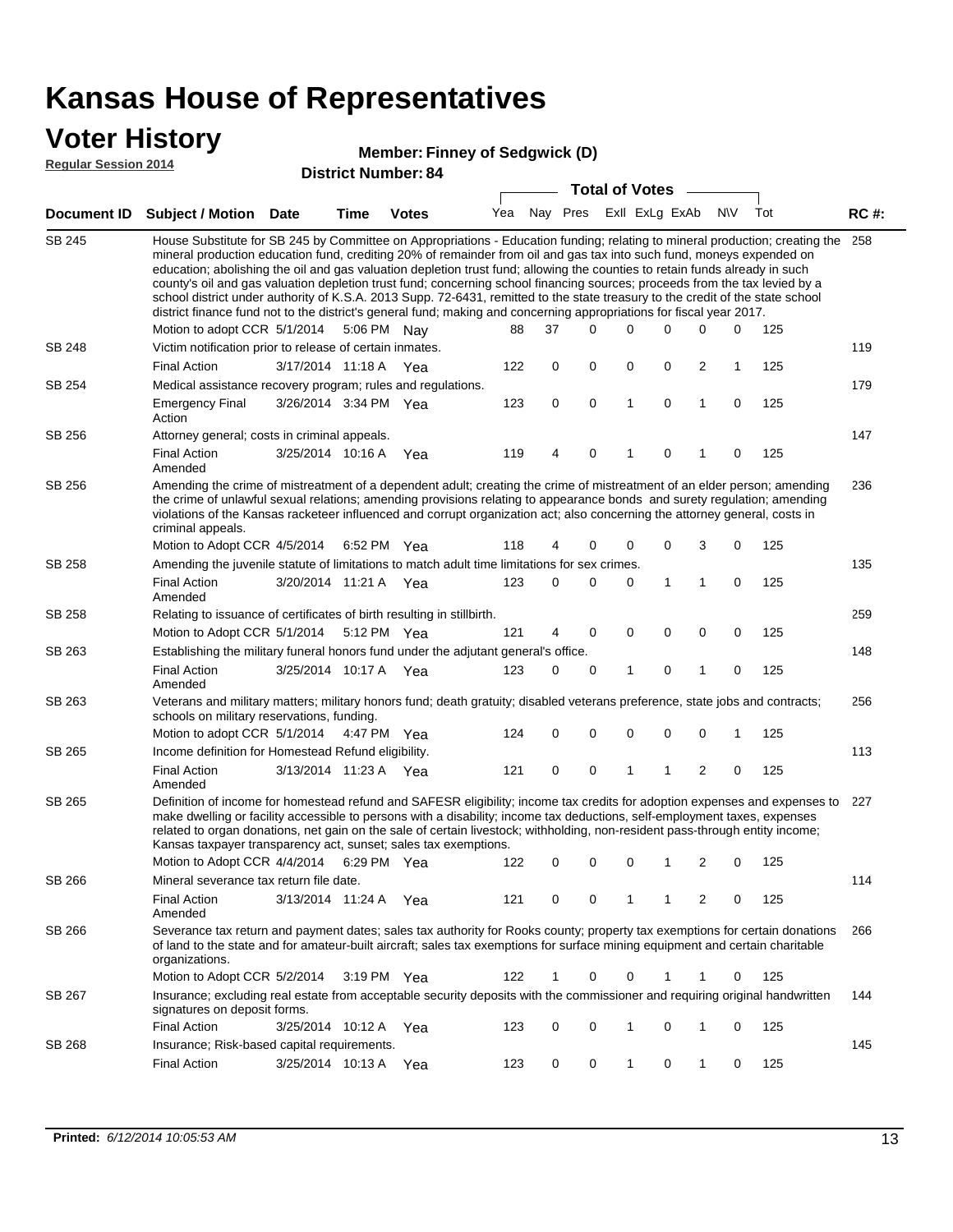# Kansas House of Representatives

## Voter History

**Regular Session 2014**

**Member: Finney of Sedgwick (D)**

**District Number: 84**

| Document ID | Subject / Motion | Date | Time | Votes | Yea | Nay | Pres | ExII | ExLg | ExAb | N\V | Tot | RC #: |
|---|---|---|---|---|---|---|---|---|---|---|---|---|---|
| SB 245 | House Substitute for SB 245 by Committee on Appropriations - Education funding; relating to mineral production; creating the mineral production education fund, crediting 20% of remainder from oil and gas tax into such fund, moneys expended on education; abolishing the oil and gas valuation depletion trust fund; allowing the counties to retain funds already in such county's oil and gas valuation depletion trust fund; concerning school financing sources; proceeds from the tax levied by a school district under authority of K.S.A. 2013 Supp. 72-6431, remitted to the state treasury to the credit of the state school district finance fund not to the district's general fund; making and concerning appropriations for fiscal year 2017. | | | | | | | | | | | | 258 |
| | Motion to adopt CCR | 5/1/2014 | 5:06 PM | Nay | 88 | 37 | 0 | 0 | 0 | 0 | 0 | 125 | |
| SB 248 | Victim notification prior to release of certain inmates. | | | | | | | | | | | | 119 |
| | Final Action | 3/17/2014 | 11:18 A | Yea | 122 | 0 | 0 | 0 | 0 | 2 | 1 | 125 | |
| SB 254 | Medical assistance recovery program; rules and regulations. | | | | | | | | | | | | 179 |
| | Emergency Final Action | 3/26/2014 | 3:34 PM | Yea | 123 | 0 | 0 | 1 | 0 | 1 | 0 | 125 | |
| SB 256 | Attorney general; costs in criminal appeals. | | | | | | | | | | | | 147 |
| | Final Action Amended | 3/25/2014 | 10:16 A | Yea | 119 | 4 | 0 | 1 | 0 | 1 | 0 | 125 | |
| SB 256 | Amending the crime of mistreatment of a dependent adult; creating the crime of mistreatment of an elder person; amending the crime of unlawful sexual relations; amending provisions relating to appearance bonds and surety regulation; amending violations of the Kansas racketeer influenced and corrupt organization act; also concerning the attorney general, costs in criminal appeals. | | | | | | | | | | | | 236 |
| | Motion to Adopt CCR | 4/5/2014 | 6:52 PM | Yea | 118 | 4 | 0 | 0 | 0 | 3 | 0 | 125 | |
| SB 258 | Amending the juvenile statute of limitations to match adult time limitations for sex crimes. | | | | | | | | | | | | 135 |
| | Final Action Amended | 3/20/2014 | 11:21 A | Yea | 123 | 0 | 0 | 0 | 1 | 1 | 0 | 125 | |
| SB 258 | Relating to issuance of certificates of birth resulting in stillbirth. | | | | | | | | | | | | 259 |
| | Motion to Adopt CCR | 5/1/2014 | 5:12 PM | Yea | 121 | 4 | 0 | 0 | 0 | 0 | 0 | 125 | |
| SB 263 | Establishing the military funeral honors fund under the adjutant general's office. | | | | | | | | | | | | 148 |
| | Final Action Amended | 3/25/2014 | 10:17 A | Yea | 123 | 0 | 0 | 1 | 0 | 1 | 0 | 125 | |
| SB 263 | Veterans and military matters; military honors fund; death gratuity; disabled veterans preference, state jobs and contracts; schools on military reservations, funding. | | | | | | | | | | | | 256 |
| | Motion to adopt CCR | 5/1/2014 | 4:47 PM | Yea | 124 | 0 | 0 | 0 | 0 | 0 | 1 | 125 | |
| SB 265 | Income definition for Homestead Refund eligibility. | | | | | | | | | | | | 113 |
| | Final Action Amended | 3/13/2014 | 11:23 A | Yea | 121 | 0 | 0 | 1 | 1 | 2 | 0 | 125 | |
| SB 265 | Definition of income for homestead refund and SAFESR eligibility; income tax credits for adoption expenses and expenses to make dwelling or facility accessible to persons with a disability; income tax deductions, self-employment taxes, expenses related to organ donations, net gain on the sale of certain livestock; withholding, non-resident pass-through entity income; Kansas taxpayer transparency act, sunset; sales tax exemptions. | | | | | | | | | | | | 227 |
| | Motion to Adopt CCR | 4/4/2014 | 6:29 PM | Yea | 122 | 0 | 0 | 0 | 1 | 2 | 0 | 125 | |
| SB 266 | Mineral severance tax return file date. | | | | | | | | | | | | 114 |
| | Final Action Amended | 3/13/2014 | 11:24 A | Yea | 121 | 0 | 0 | 1 | 1 | 2 | 0 | 125 | |
| SB 266 | Severance tax return and payment dates; sales tax authority for Rooks county; property tax exemptions for certain donations of land to the state and for amateur-built aircraft; sales tax exemptions for surface mining equipment and certain charitable organizations. | | | | | | | | | | | | 266 |
| | Motion to Adopt CCR | 5/2/2014 | 3:19 PM | Yea | 122 | 1 | 0 | 0 | 1 | 1 | 0 | 125 | |
| SB 267 | Insurance; excluding real estate from acceptable security deposits with the commissioner and requiring original handwritten signatures on deposit forms. | | | | | | | | | | | | 144 |
| | Final Action | 3/25/2014 | 10:12 A | Yea | 123 | 0 | 0 | 1 | 0 | 1 | 0 | 125 | |
| SB 268 | Insurance; Risk-based capital requirements. | | | | | | | | | | | | 145 |
| | Final Action | 3/25/2014 | 10:13 A | Yea | 123 | 0 | 0 | 1 | 0 | 1 | 0 | 125 | |

**Printed:** *6/12/2014 10:05:53 AM*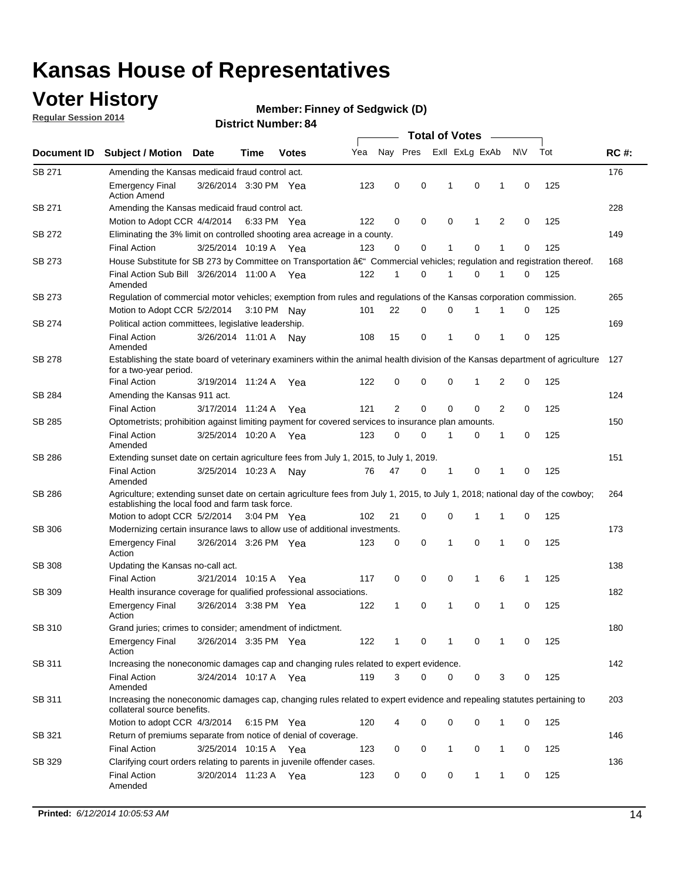# Kansas House of Representatives

## Voter History

**Regular Session 2014**

**Member: Finney of Sedgwick (D)**

**District Number: 84**

| Document ID | Subject / Motion | Date | Time | Votes | Yea | Nay | Pres | ExII | ExLg | ExAb | N\V | Tot | RC #: |
|---|---|---|---|---|---|---|---|---|---|---|---|---|---|
| SB 271 | Amending the Kansas medicaid fraud control act. | | | | | | | | | | | | 176 |
| | Emergency Final Action Amend | 3/26/2014 | 3:30 PM | Yea | 123 | 0 | 0 | 1 | 0 | 1 | 0 | 125 | |
| SB 271 | Amending the Kansas medicaid fraud control act. | | | | | | | | | | | | 228 |
| | Motion to Adopt CCR | 4/4/2014 | 6:33 PM | Yea | 122 | 0 | 0 | 0 | 1 | 2 | 0 | 125 | |
| SB 272 | Eliminating the 3% limit on controlled shooting area acreage in a county. | | | | | | | | | | | | 149 |
| | Final Action | 3/25/2014 | 10:19 A | Yea | 123 | 0 | 0 | 1 | 0 | 1 | 0 | 125 | |
| SB 273 | House Substitute for SB 273 by Committee on Transportation â€" Commercial vehicles; regulation and registration thereof. | | | | | | | | | | | | 168 |
| | Final Action Sub Bill Amended | 3/26/2014 | 11:00 A | Yea | 122 | 1 | 0 | 1 | 0 | 1 | 0 | 125 | |
| SB 273 | Regulation of commercial motor vehicles; exemption from rules and regulations of the Kansas corporation commission. | | | | | | | | | | | | 265 |
| | Motion to Adopt CCR | 5/2/2014 | 3:10 PM | Nay | 101 | 22 | 0 | 0 | 1 | 1 | 0 | 125 | |
| SB 274 | Political action committees, legislative leadership. | | | | | | | | | | | | 169 |
| | Final Action Amended | 3/26/2014 | 11:01 A | Nay | 108 | 15 | 0 | 1 | 0 | 1 | 0 | 125 | |
| SB 278 | Establishing the state board of veterinary examiners within the animal health division of the Kansas department of agriculture for a two-year period. | | | | | | | | | | | | 127 |
| | Final Action | 3/19/2014 | 11:24 A | Yea | 122 | 0 | 0 | 0 | 1 | 2 | 0 | 125 | |
| SB 284 | Amending the Kansas 911 act. | | | | | | | | | | | | 124 |
| | Final Action | 3/17/2014 | 11:24 A | Yea | 121 | 2 | 0 | 0 | 0 | 2 | 0 | 125 | |
| SB 285 | Optometrists; prohibition against limiting payment for covered services to insurance plan amounts. | | | | | | | | | | | | 150 |
| | Final Action Amended | 3/25/2014 | 10:20 A | Yea | 123 | 0 | 0 | 1 | 0 | 1 | 0 | 125 | |
| SB 286 | Extending sunset date on certain agriculture fees from July 1, 2015, to July 1, 2019. | | | | | | | | | | | | 151 |
| | Final Action Amended | 3/25/2014 | 10:23 A | Nay | 76 | 47 | 0 | 1 | 0 | 1 | 0 | 125 | |
| SB 286 | Agriculture; extending sunset date on certain agriculture fees from July 1, 2015, to July 1, 2018; national day of the cowboy; establishing the local food and farm task force. | | | | | | | | | | | | 264 |
| | Motion to adopt CCR | 5/2/2014 | 3:04 PM | Yea | 102 | 21 | 0 | 0 | 1 | 1 | 0 | 125 | |
| SB 306 | Modernizing certain insurance laws to allow use of additional investments. | | | | | | | | | | | | 173 |
| | Emergency Final Action | 3/26/2014 | 3:26 PM | Yea | 123 | 0 | 0 | 1 | 0 | 1 | 0 | 125 | |
| SB 308 | Updating the Kansas no-call act. | | | | | | | | | | | | 138 |
| | Final Action | 3/21/2014 | 10:15 A | Yea | 117 | 0 | 0 | 0 | 1 | 6 | 1 | 125 | |
| SB 309 | Health insurance coverage for qualified professional associations. | | | | | | | | | | | | 182 |
| | Emergency Final Action | 3/26/2014 | 3:38 PM | Yea | 122 | 1 | 0 | 1 | 0 | 1 | 0 | 125 | |
| SB 310 | Grand juries; crimes to consider; amendment of indictment. | | | | | | | | | | | | 180 |
| | Emergency Final Action | 3/26/2014 | 3:35 PM | Yea | 122 | 1 | 0 | 1 | 0 | 1 | 0 | 125 | |
| SB 311 | Increasing the noneconomic damages cap and changing rules related to expert evidence. | | | | | | | | | | | | 142 |
| | Final Action Amended | 3/24/2014 | 10:17 A | Yea | 119 | 3 | 0 | 0 | 0 | 3 | 0 | 125 | |
| SB 311 | Increasing the noneconomic damages cap, changing rules related to expert evidence and repealing statutes pertaining to collateral source benefits. | | | | | | | | | | | | 203 |
| | Motion to adopt CCR | 4/3/2014 | 6:15 PM | Yea | 120 | 4 | 0 | 0 | 0 | 1 | 0 | 125 | |
| SB 321 | Return of premiums separate from notice of denial of coverage. | | | | | | | | | | | | 146 |
| | Final Action | 3/25/2014 | 10:15 A | Yea | 123 | 0 | 0 | 1 | 0 | 1 | 0 | 125 | |
| SB 329 | Clarifying court orders relating to parents in juvenile offender cases. | | | | | | | | | | | | 136 |
| | Final Action Amended | 3/20/2014 | 11:23 A | Yea | 123 | 0 | 0 | 0 | 1 | 1 | 0 | 125 | |

**Printed:** *6/12/2014 10:05:53 AM*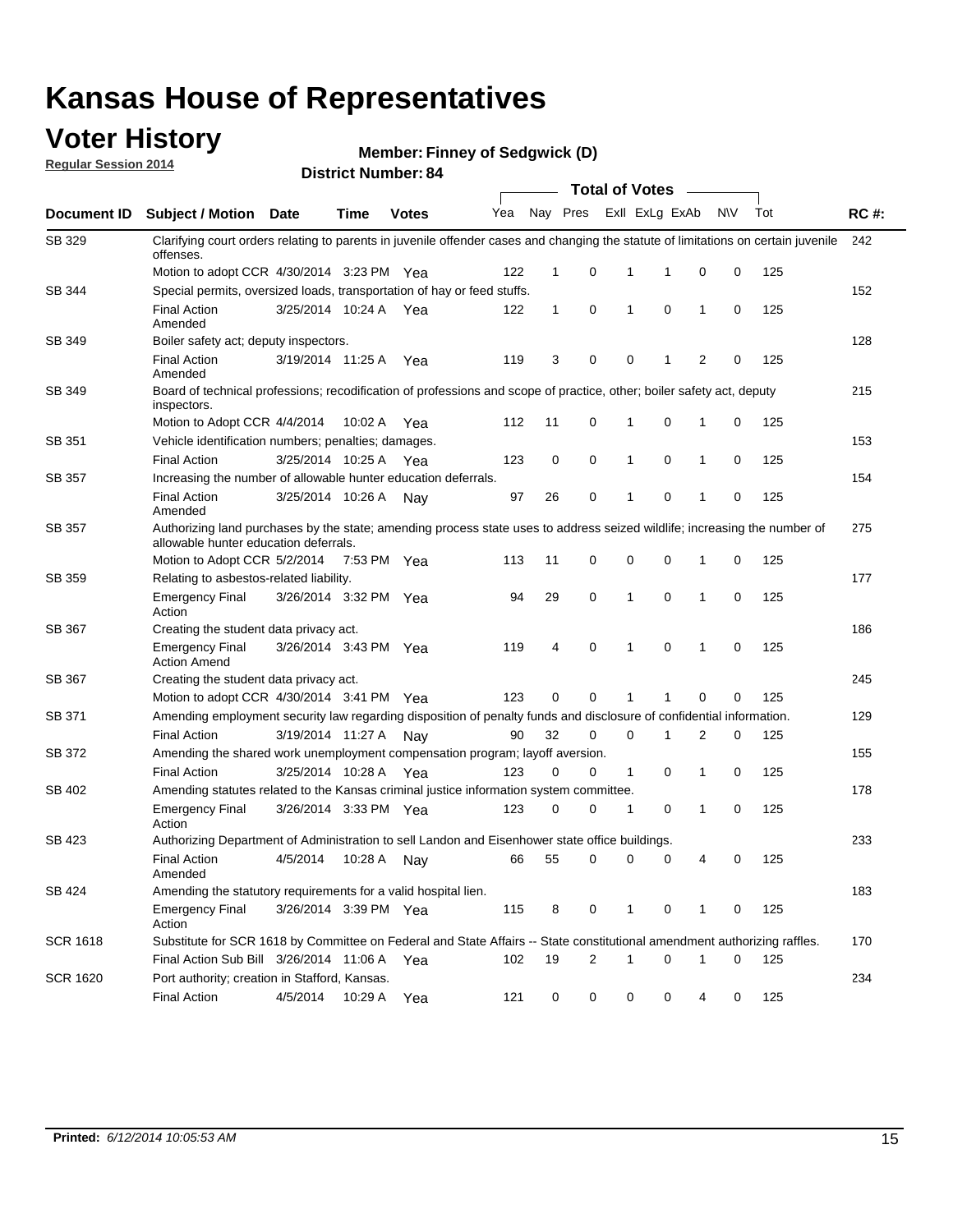# Kansas House of Representatives

## Voter History

**Regular Session 2014**

**Member: Finney of Sedgwick (D)**

**District Number: 84**

| Document ID | Subject / Motion | Date | Time | Votes | Yea | Nay | Pres | ExII | ExLg | ExAb | N\V | Tot | RC #: |
|---|---|---|---|---|---|---|---|---|---|---|---|---|---|
| SB 329 | Clarifying court orders relating to parents in juvenile offender cases and changing the statute of limitations on certain juvenile offenses. | | | | | | | | | | | | 242 |
| | Motion to adopt CCR | 4/30/2014 | 3:23 PM | Yea | 122 | 1 | 0 | 1 | 1 | 0 | 0 | 125 | |
| SB 344 | Special permits, oversized loads, transportation of hay or feed stuffs. | | | | | | | | | | | | 152 |
| | Final Action Amended | 3/25/2014 | 10:24 A | Yea | 122 | 1 | 0 | 1 | 0 | 1 | 0 | 125 | |
| SB 349 | Boiler safety act; deputy inspectors. | | | | | | | | | | | | 128 |
| | Final Action Amended | 3/19/2014 | 11:25 A | Yea | 119 | 3 | 0 | 0 | 1 | 2 | 0 | 125 | |
| SB 349 | Board of technical professions; recodification of professions and scope of practice, other; boiler safety act, deputy inspectors. | | | | | | | | | | | | 215 |
| | Motion to Adopt CCR | 4/4/2014 | 10:02 A | Yea | 112 | 11 | 0 | 1 | 0 | 1 | 0 | 125 | |
| SB 351 | Vehicle identification numbers; penalties; damages. | | | | | | | | | | | | 153 |
| | Final Action | 3/25/2014 | 10:25 A | Yea | 123 | 0 | 0 | 1 | 0 | 1 | 0 | 125 | |
| SB 357 | Increasing the number of allowable hunter education deferrals. | | | | | | | | | | | | 154 |
| | Final Action Amended | 3/25/2014 | 10:26 A | Nay | 97 | 26 | 0 | 1 | 0 | 1 | 0 | 125 | |
| SB 357 | Authorizing land purchases by the state; amending process state uses to address seized wildlife; increasing the number of allowable hunter education deferrals. | | | | | | | | | | | | 275 |
| | Motion to Adopt CCR | 5/2/2014 | 7:53 PM | Yea | 113 | 11 | 0 | 0 | 0 | 1 | 0 | 125 | |
| SB 359 | Relating to asbestos-related liability. | | | | | | | | | | | | 177 |
| | Emergency Final Action | 3/26/2014 | 3:32 PM | Yea | 94 | 29 | 0 | 1 | 0 | 1 | 0 | 125 | |
| SB 367 | Creating the student data privacy act. | | | | | | | | | | | | 186 |
| | Emergency Final Action Amend | 3/26/2014 | 3:43 PM | Yea | 119 | 4 | 0 | 1 | 0 | 1 | 0 | 125 | |
| SB 367 | Creating the student data privacy act. | | | | | | | | | | | | 245 |
| | Motion to adopt CCR | 4/30/2014 | 3:41 PM | Yea | 123 | 0 | 0 | 1 | 1 | 0 | 0 | 125 | |
| SB 371 | Amending employment security law regarding disposition of penalty funds and disclosure of confidential information. | | | | | | | | | | | | 129 |
| | Final Action | 3/19/2014 | 11:27 A | Nay | 90 | 32 | 0 | 0 | 1 | 2 | 0 | 125 | |
| SB 372 | Amending the shared work unemployment compensation program; layoff aversion. | | | | | | | | | | | | 155 |
| | Final Action | 3/25/2014 | 10:28 A | Yea | 123 | 0 | 0 | 1 | 0 | 1 | 0 | 125 | |
| SB 402 | Amending statutes related to the Kansas criminal justice information system committee. | | | | | | | | | | | | 178 |
| | Emergency Final Action | 3/26/2014 | 3:33 PM | Yea | 123 | 0 | 0 | 1 | 0 | 1 | 0 | 125 | |
| SB 423 | Authorizing Department of Administration to sell Landon and Eisenhower state office buildings. | | | | | | | | | | | | 233 |
| | Final Action Amended | 4/5/2014 | 10:28 A | Nay | 66 | 55 | 0 | 0 | 0 | 4 | 0 | 125 | |
| SB 424 | Amending the statutory requirements for a valid hospital lien. | | | | | | | | | | | | 183 |
| | Emergency Final Action | 3/26/2014 | 3:39 PM | Yea | 115 | 8 | 0 | 1 | 0 | 1 | 0 | 125 | |
| SCR 1618 | Substitute for SCR 1618 by Committee on Federal and State Affairs -- State constitutional amendment authorizing raffles. | | | | | | | | | | | | 170 |
| | Final Action Sub Bill | 3/26/2014 | 11:06 A | Yea | 102 | 19 | 2 | 1 | 0 | 1 | 0 | 125 | |
| SCR 1620 | Port authority; creation in Stafford, Kansas. | | | | | | | | | | | | 234 |
| | Final Action | 4/5/2014 | 10:29 A | Yea | 121 | 0 | 0 | 0 | 0 | 4 | 0 | 125 | |

**Printed:** *6/12/2014 10:05:53 AM*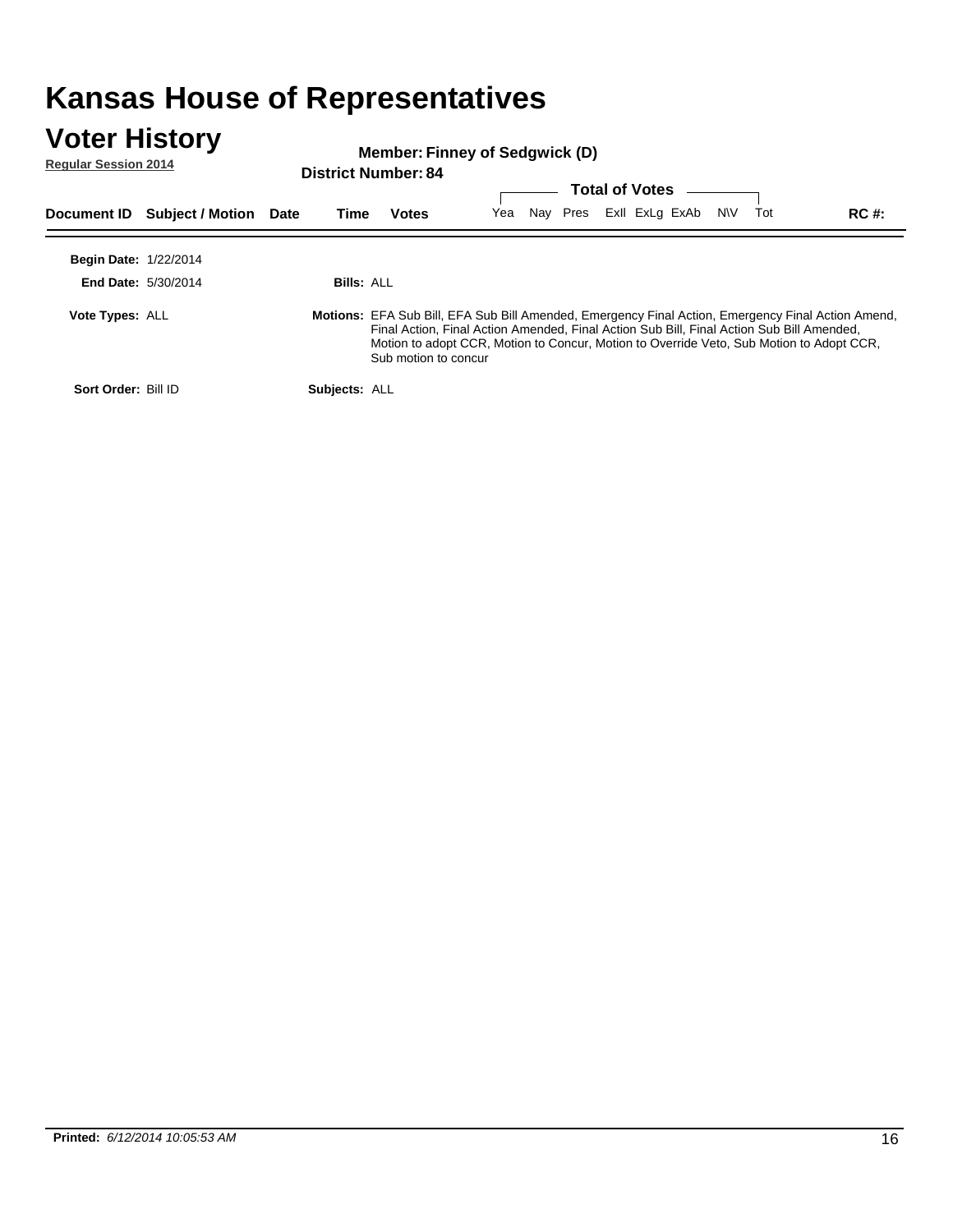# Kansas House of Representatives

## Voter History

Regular Session 2014

**Member:** Finney of Sedgwick (D)

**District Number:** 84

| Document ID | Subject / Motion | Date | Time | Votes | Total of Votes: Yea | Nay | Pres | ExII | ExLg | ExAb | N\V | Tot | RC #: |
|---|---|---|---|---|---|---|---|---|---|---|---|---|---|

**Begin Date:** 1/22/2014

**End Date:** 5/30/2014

**Bills:** ALL

**Vote Types:** ALL

**Motions:** EFA Sub Bill, EFA Sub Bill Amended, Emergency Final Action, Emergency Final Action Amend, Final Action, Final Action Amended, Final Action Sub Bill, Final Action Sub Bill Amended, Motion to adopt CCR, Motion to Concur, Motion to Override Veto, Sub Motion to Adopt CCR, Sub motion to concur

**Sort Order:** Bill ID

**Subjects:** ALL

**Printed:** *6/12/2014 10:05:53 AM*